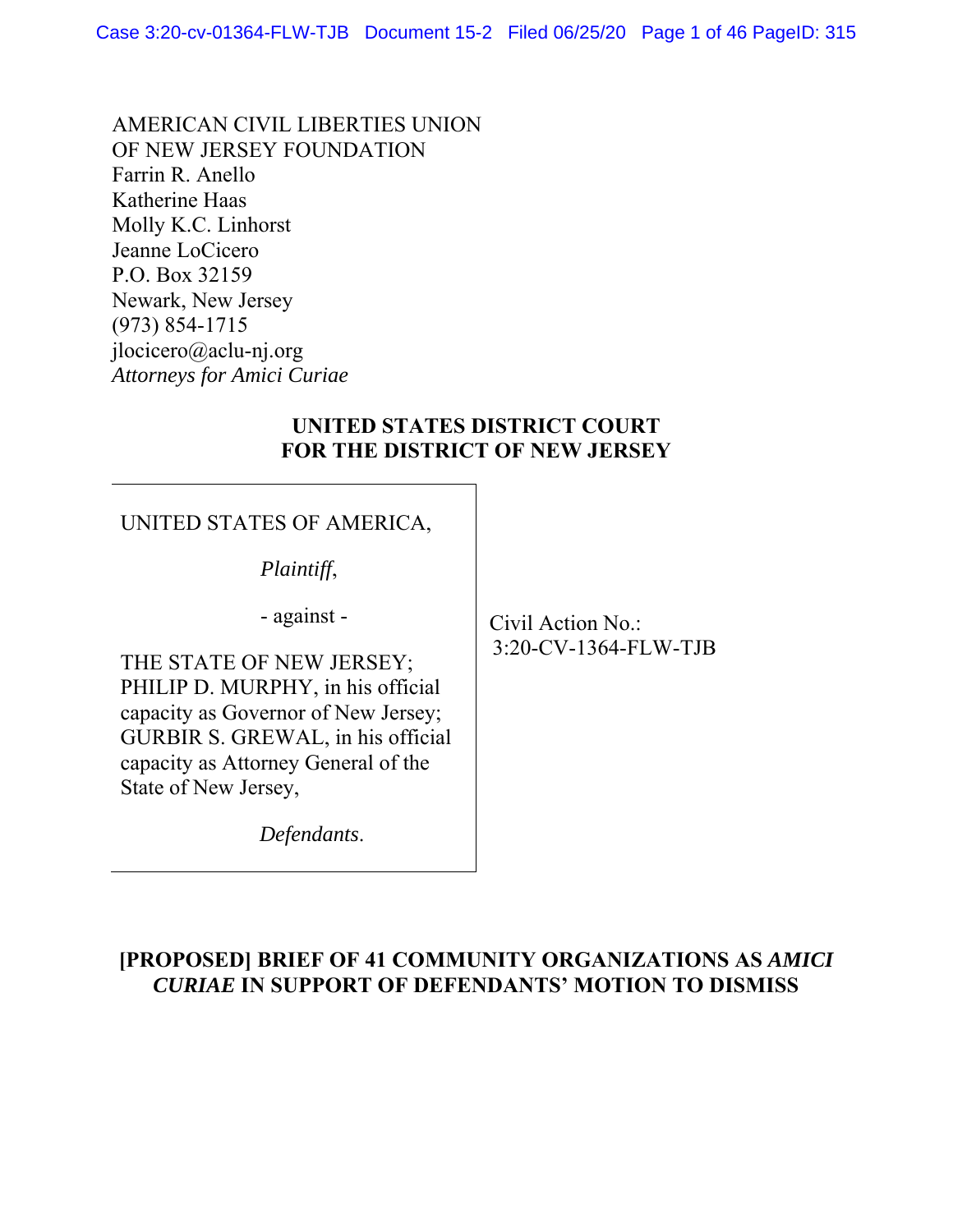AMERICAN CIVIL LIBERTIES UNION
OF NEW JERSEY FOUNDATION
Farrin R. Anello
Katherine Haas
Molly K.C. Linhorst
Jeanne LoCicero
P.O. Box 32159
Newark, New Jersey
(973) 854-1715
jlocicero@aclu-nj.org
*Attorneys for Amici Curiae*

**UNITED STATES DISTRICT COURT**
**FOR THE DISTRICT OF NEW JERSEY**

| | |
|---|---|
| UNITED STATES OF AMERICA,<br><br>*Plaintiff*,<br><br>- against -<br><br>THE STATE OF NEW JERSEY; PHILIP D. MURPHY, in his official capacity as Governor of New Jersey; GURBIR S. GREWAL, in his official capacity as Attorney General of the State of New Jersey,<br><br>*Defendants*. | Civil Action No.:<br>3:20-CV-1364-FLW-TJB |

**[PROPOSED] BRIEF OF 41 COMMUNITY ORGANIZATIONS AS *AMICI CURIAE* IN SUPPORT OF DEFENDANTS' MOTION TO DISMISS**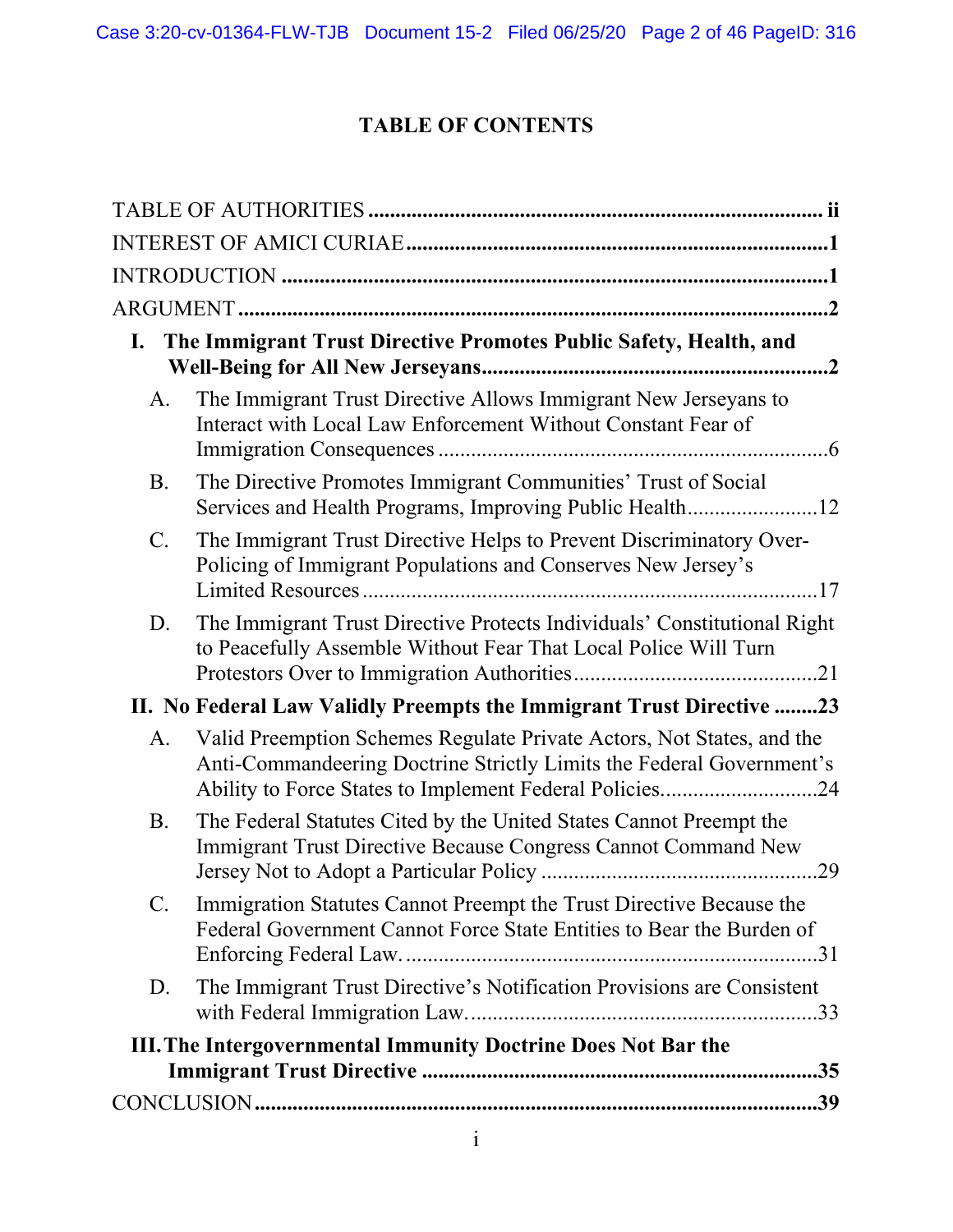# TABLE OF CONTENTS

**TABLE OF AUTHORITIES** .................................................................................... **ii**

INTEREST OF AMICI CURIAE .............................................................................**1**

INTRODUCTION .....................................................................................................**1**

ARGUMENT .............................................................................................................**2**

**I. The Immigrant Trust Directive Promotes Public Safety, Health, and Well-Being for All New Jerseyans** ..............................................................**2**

A. The Immigrant Trust Directive Allows Immigrant New Jerseyans to Interact with Local Law Enforcement Without Constant Fear of Immigration Consequences .......................................................................6

B. The Directive Promotes Immigrant Communities' Trust of Social Services and Health Programs, Improving Public Health........................12

C. The Immigrant Trust Directive Helps to Prevent Discriminatory Over-Policing of Immigrant Populations and Conserves New Jersey's Limited Resources ...................................................................................17

D. The Immigrant Trust Directive Protects Individuals' Constitutional Right to Peacefully Assemble Without Fear That Local Police Will Turn Protestors Over to Immigration Authorities.............................................21

**II. No Federal Law Validly Preempts the Immigrant Trust Directive ........23**

A. Valid Preemption Schemes Regulate Private Actors, Not States, and the Anti-Commandeering Doctrine Strictly Limits the Federal Government's Ability to Force States to Implement Federal Policies............................24

B. The Federal Statutes Cited by the United States Cannot Preempt the Immigrant Trust Directive Because Congress Cannot Command New Jersey Not to Adopt a Particular Policy ..................................................29

C. Immigration Statutes Cannot Preempt the Trust Directive Because the Federal Government Cannot Force State Entities to Bear the Burden of Enforcing Federal Law. ...........................................................................31

D. The Immigrant Trust Directive's Notification Provisions are Consistent with Federal Immigration Law................................................................33

**III. The Intergovernmental Immunity Doctrine Does Not Bar the Immigrant Trust Directive ........................................................................35**

CONCLUSION .........................................................................................................**39**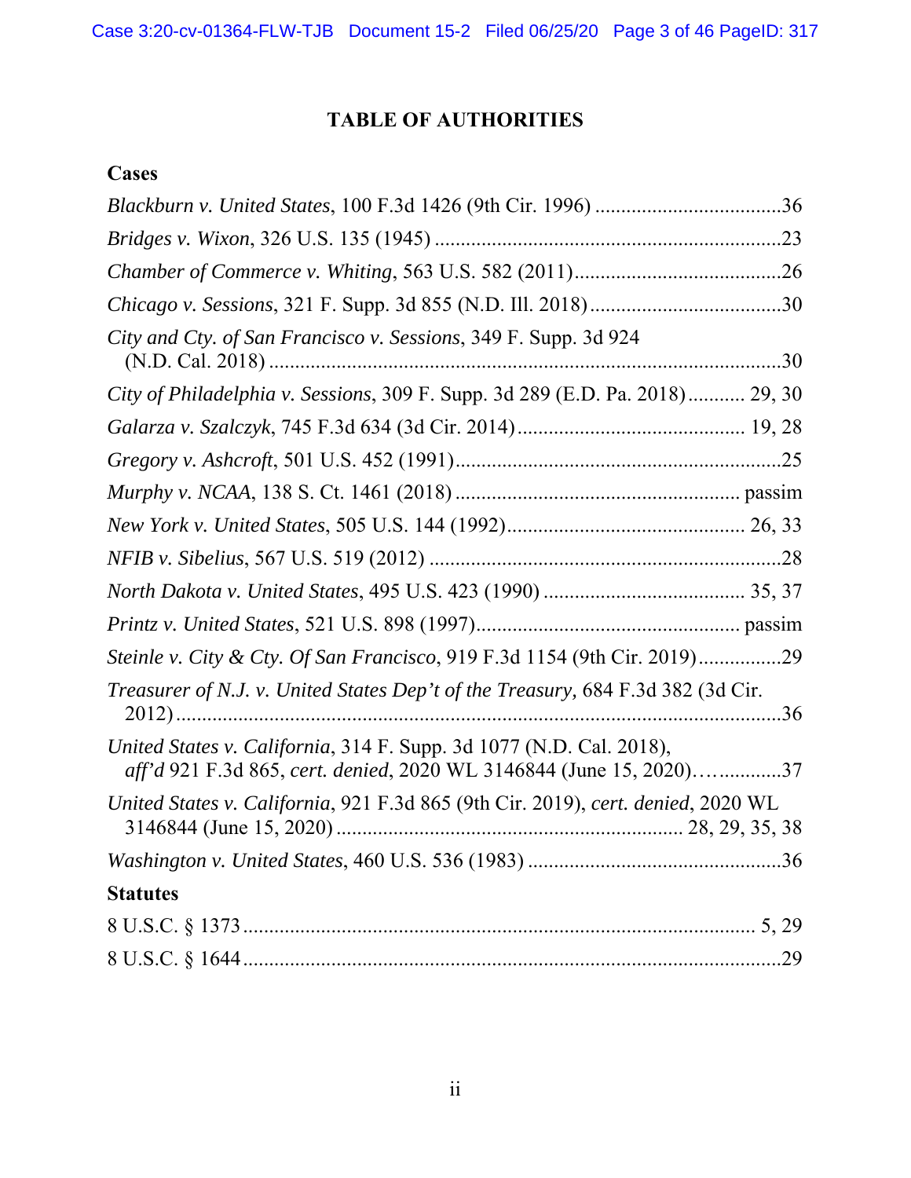# TABLE OF AUTHORITIES

## Cases

*Blackburn v. United States*, 100 F.3d 1426 (9th Cir. 1996) .................................... 36

*Bridges v. Wixon*, 326 U.S. 135 (1945) .................................................................. 23

*Chamber of Commerce v. Whiting*, 563 U.S. 582 (2011) ........................................ 26

*Chicago v. Sessions*, 321 F. Supp. 3d 855 (N.D. Ill. 2018) ..................................... 30

*City and Cty. of San Francisco v. Sessions*, 349 F. Supp. 3d 924 (N.D. Cal. 2018) ................................................................................................ 30

*City of Philadelphia v. Sessions*, 309 F. Supp. 3d 289 (E.D. Pa. 2018) ........... 29, 30

*Galarza v. Szalczyk*, 745 F.3d 634 (3d Cir. 2014) ............................................ 19, 28

*Gregory v. Ashcroft*, 501 U.S. 452 (1991) ............................................................... 25

*Murphy v. NCAA*, 138 S. Ct. 1461 (2018) ..................................................... passim

*New York v. United States*, 505 U.S. 144 (1992) ............................................. 26, 33

*NFIB v. Sibelius*, 567 U.S. 519 (2012) .................................................................... 28

*North Dakota v. United States*, 495 U.S. 423 (1990) ....................................... 35, 37

*Printz v. United States*, 521 U.S. 898 (1997) ................................................. passim

*Steinle v. City & Cty. Of San Francisco*, 919 F.3d 1154 (9th Cir. 2019) ................ 29

*Treasurer of N.J. v. United States Dep't of the Treasury,* 684 F.3d 382 (3d Cir. 2012) ......................................................................................................... 36

*United States v. California*, 314 F. Supp. 3d 1077 (N.D. Cal. 2018), *aff'd* 921 F.3d 865, *cert. denied*, 2020 WL 3146844 (June 15, 2020)................ 37

*United States v. California*, 921 F.3d 865 (9th Cir. 2019), *cert. denied*, 2020 WL 3146844 (June 15, 2020) .................................................................. 28, 29, 35, 38

*Washington v. United States*, 460 U.S. 536 (1983) ................................................ 36

## Statutes

8 U.S.C. § 1373 ................................................................................................... 5, 29

8 U.S.C. § 1644 ......................................................................................................... 29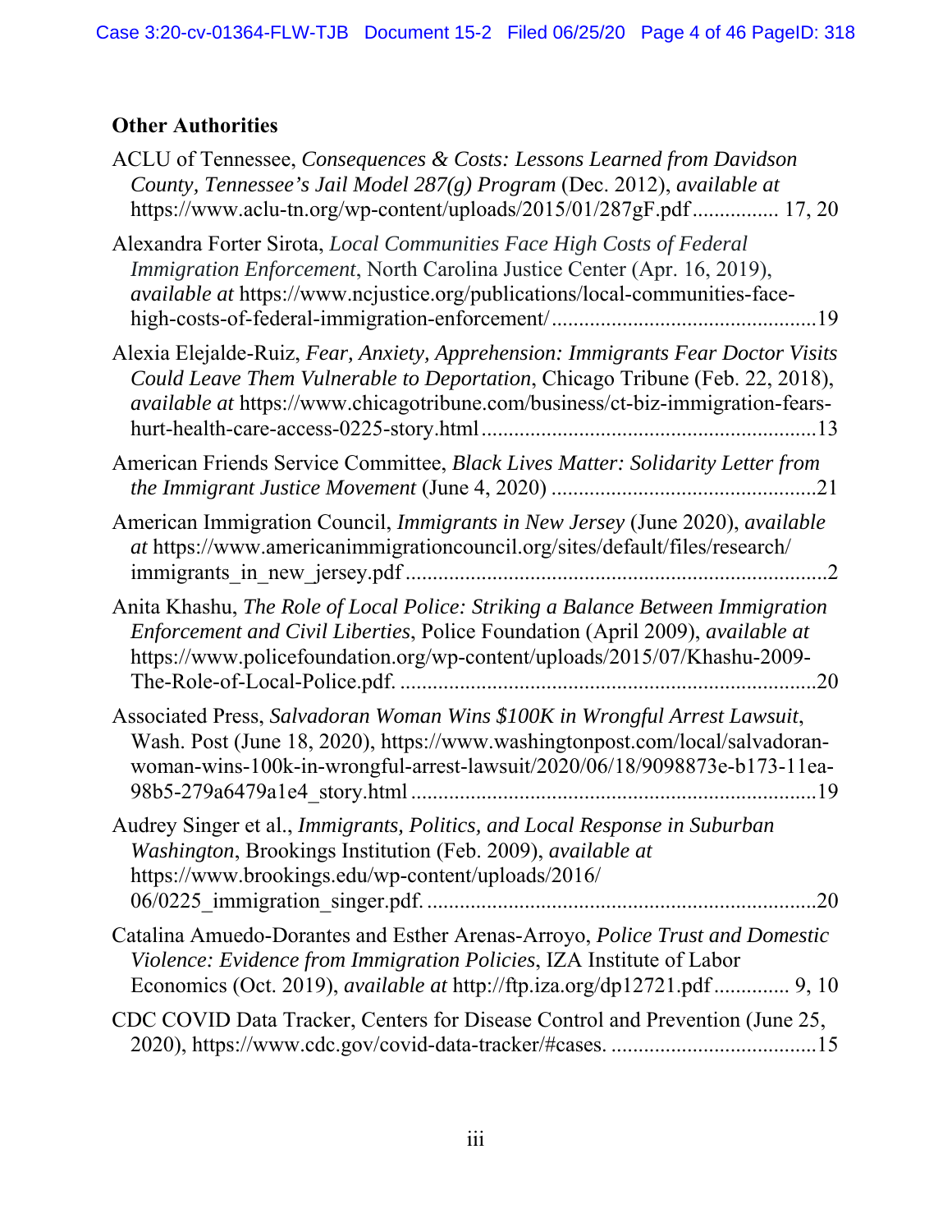**Other Authorities**

ACLU of Tennessee, *Consequences & Costs: Lessons Learned from Davidson County, Tennessee's Jail Model 287(g) Program* (Dec. 2012), *available at* https://www.aclu-tn.org/wp-content/uploads/2015/01/287gF.pdf ................ 17, 20

Alexandra Forter Sirota, *Local Communities Face High Costs of Federal Immigration Enforcement*, North Carolina Justice Center (Apr. 16, 2019), *available at* https://www.ncjustice.org/publications/local-communities-face-high-costs-of-federal-immigration-enforcement/ ................................................19

Alexia Elejalde-Ruiz, *Fear, Anxiety, Apprehension: Immigrants Fear Doctor Visits Could Leave Them Vulnerable to Deportation*, Chicago Tribune (Feb. 22, 2018), *available at* https://www.chicagotribune.com/business/ct-biz-immigration-fears-hurt-health-care-access-0225-story.html .............................................................13

American Friends Service Committee, *Black Lives Matter: Solidarity Letter from the Immigrant Justice Movement* (June 4, 2020) ................................................21

American Immigration Council, *Immigrants in New Jersey* (June 2020), *available at* https://www.americanimmigrationcouncil.org/sites/default/files/research/immigrants_in_new_jersey.pdf ............................................................................2

Anita Khashu, *The Role of Local Police: Striking a Balance Between Immigration Enforcement and Civil Liberties*, Police Foundation (April 2009), *available at* https://www.policefoundation.org/wp-content/uploads/2015/07/Khashu-2009-The-Role-of-Local-Police.pdf. ...........................................................................20

Associated Press, *Salvadoran Woman Wins $100K in Wrongful Arrest Lawsuit*, Wash. Post (June 18, 2020), https://www.washingtonpost.com/local/salvadoran-woman-wins-100k-in-wrongful-arrest-lawsuit/2020/06/18/9098873e-b173-11ea-98b5-279a6479a1e4_story.html .........................................................................19

Audrey Singer et al., *Immigrants, Politics, and Local Response in Suburban Washington*, Brookings Institution (Feb. 2009), *available at* https://www.brookings.edu/wp-content/uploads/2016/06/0225_immigration_singer.pdf. ......................................................................20

Catalina Amuedo-Dorantes and Esther Arenas-Arroyo, *Police Trust and Domestic Violence: Evidence from Immigration Policies*, IZA Institute of Labor Economics (Oct. 2019), *available at* http://ftp.iza.org/dp12721.pdf ............. 9, 10

CDC COVID Data Tracker, Centers for Disease Control and Prevention (June 25, 2020), https://www.cdc.gov/covid-data-tracker/#cases. .....................................15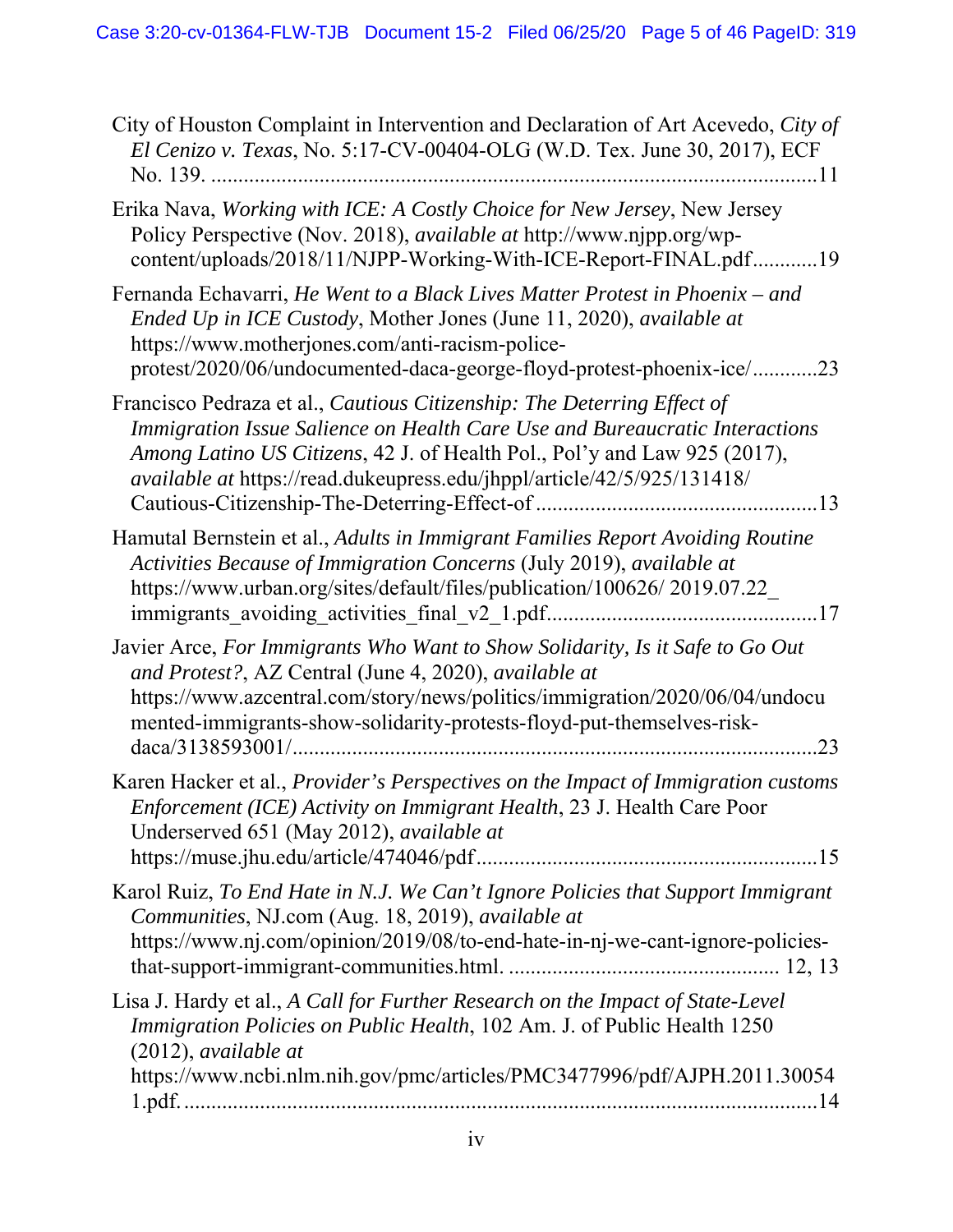City of Houston Complaint in Intervention and Declaration of Art Acevedo, *City of El Cenizo v. Texas*, No. 5:17-CV-00404-OLG (W.D. Tex. June 30, 2017), ECF No. 139. ....................................................................................................11

Erika Nava, *Working with ICE: A Costly Choice for New Jersey*, New Jersey Policy Perspective (Nov. 2018), *available at* http://www.njpp.org/wp-content/uploads/2018/11/NJPP-Working-With-ICE-Report-FINAL.pdf............19

Fernanda Echavarri, *He Went to a Black Lives Matter Protest in Phoenix – and Ended Up in ICE Custody*, Mother Jones (June 11, 2020), *available at* https://www.motherjones.com/anti-racism-police-protest/2020/06/undocumented-daca-george-floyd-protest-phoenix-ice/............23

Francisco Pedraza et al., *Cautious Citizenship: The Deterring Effect of Immigration Issue Salience on Health Care Use and Bureaucratic Interactions Among Latino US Citizens*, 42 J. of Health Pol., Pol'y and Law 925 (2017), *available at* https://read.dukeupress.edu/jhppl/article/42/5/925/131418/Cautious-Citizenship-The-Deterring-Effect-of ....................................................13

Hamutal Bernstein et al., *Adults in Immigrant Families Report Avoiding Routine Activities Because of Immigration Concerns* (July 2019), *available at* https://www.urban.org/sites/default/files/publication/100626/ 2019.07.22_immigrants_avoiding_activities_final_v2_1.pdf.................................................17

Javier Arce, *For Immigrants Who Want to Show Solidarity, Is it Safe to Go Out and Protest?*, AZ Central (June 4, 2020), *available at* https://www.azcentral.com/story/news/politics/immigration/2020/06/04/undocumented-immigrants-show-solidarity-protests-floyd-put-themselves-risk-daca/3138593001/................................................................................................23

Karen Hacker et al., *Provider's Perspectives on the Impact of Immigration customs Enforcement (ICE) Activity on Immigrant Health*, 23 J. Health Care Poor Underserved 651 (May 2012), *available at* https://muse.jhu.edu/article/474046/pdf..............................................................15

Karol Ruiz, *To End Hate in N.J. We Can't Ignore Policies that Support Immigrant Communities*, NJ.com (Aug. 18, 2019), *available at* https://www.nj.com/opinion/2019/08/to-end-hate-in-nj-we-cant-ignore-policies-that-support-immigrant-communities.html. ................................................ 12, 13

Lisa J. Hardy et al., *A Call for Further Research on the Impact of State-Level Immigration Policies on Public Health*, 102 Am. J. of Public Health 1250 (2012), *available at* https://www.ncbi.nlm.nih.gov/pmc/articles/PMC3477996/pdf/AJPH.2011.300541.pdf. ....................................................................................................14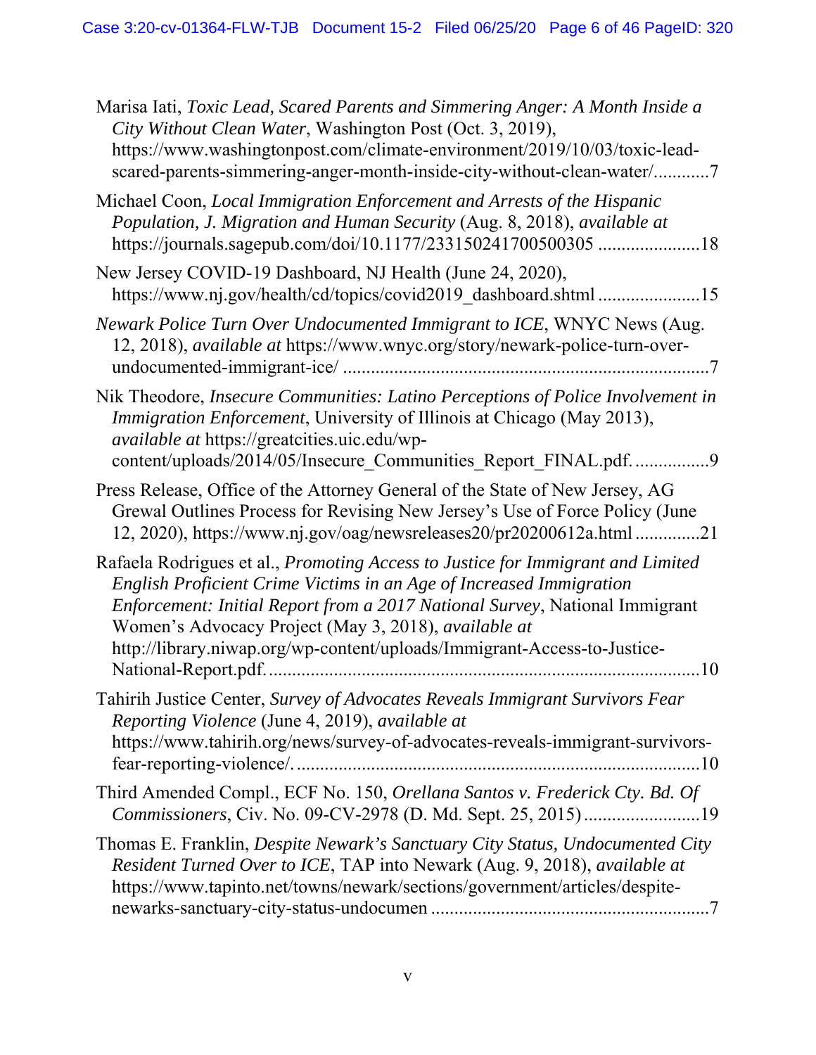Marisa Iati, *Toxic Lead, Scared Parents and Simmering Anger: A Month Inside a City Without Clean Water*, Washington Post (Oct. 3, 2019), https://www.washingtonpost.com/climate-environment/2019/10/03/toxic-lead-scared-parents-simmering-anger-month-inside-city-without-clean-water/............7

Michael Coon, *Local Immigration Enforcement and Arrests of the Hispanic Population, J. Migration and Human Security* (Aug. 8, 2018), *available at* https://journals.sagepub.com/doi/10.1177/233150241700500305 ......................18

New Jersey COVID-19 Dashboard, NJ Health (June 24, 2020), https://www.nj.gov/health/cd/topics/covid2019_dashboard.shtml ......................15

*Newark Police Turn Over Undocumented Immigrant to ICE*, WNYC News (Aug. 12, 2018), *available at* https://www.wnyc.org/story/newark-police-turn-over-undocumented-immigrant-ice/ ..............................................................................7

Nik Theodore, *Insecure Communities: Latino Perceptions of Police Involvement in Immigration Enforcement*, University of Illinois at Chicago (May 2013), *available at* https://greatcities.uic.edu/wp-content/uploads/2014/05/Insecure_Communities_Report_FINAL.pdf. ................9

Press Release, Office of the Attorney General of the State of New Jersey, AG Grewal Outlines Process for Revising New Jersey's Use of Force Policy (June 12, 2020), https://www.nj.gov/oag/newsreleases20/pr20200612a.html ..............21

Rafaela Rodrigues et al., *Promoting Access to Justice for Immigrant and Limited English Proficient Crime Victims in an Age of Increased Immigration Enforcement: Initial Report from a 2017 National Survey*, National Immigrant Women's Advocacy Project (May 3, 2018), *available at* http://library.niwap.org/wp-content/uploads/Immigrant-Access-to-Justice-National-Report.pdf. ..........................................................................................10

Tahirih Justice Center, *Survey of Advocates Reveals Immigrant Survivors Fear Reporting Violence* (June 4, 2019), *available at* https://www.tahirih.org/news/survey-of-advocates-reveals-immigrant-survivors-fear-reporting-violence/. ......................................................................................10

Third Amended Compl., ECF No. 150, *Orellana Santos v. Frederick Cty. Bd. Of Commissioners*, Civ. No. 09-CV-2978 (D. Md. Sept. 25, 2015) .........................19

Thomas E. Franklin, *Despite Newark's Sanctuary City Status, Undocumented City Resident Turned Over to ICE*, TAP into Newark (Aug. 9, 2018), *available at* https://www.tapinto.net/towns/newark/sections/government/articles/despite-newarks-sanctuary-city-status-undocumen ...........................................................7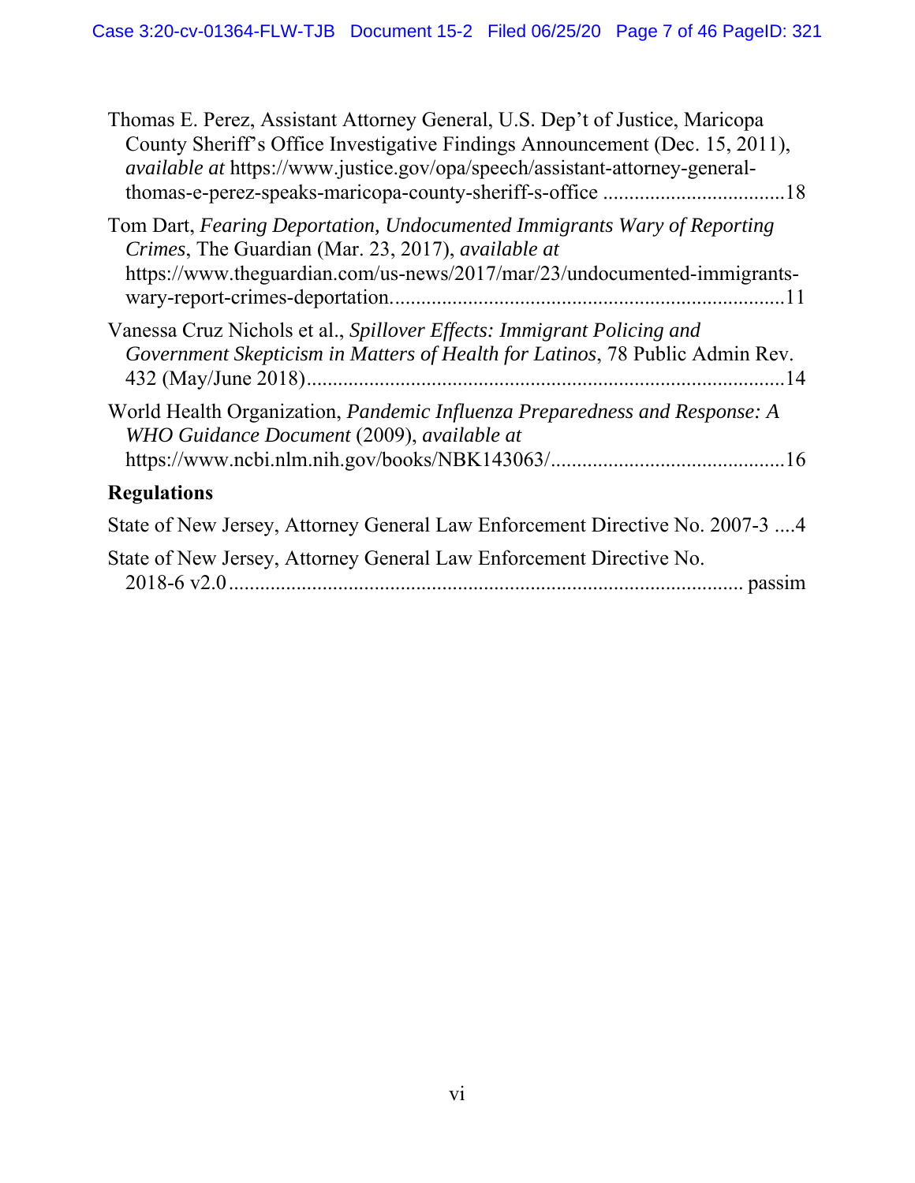Thomas E. Perez, Assistant Attorney General, U.S. Dep't of Justice, Maricopa County Sheriff's Office Investigative Findings Announcement (Dec. 15, 2011), *available at* https://www.justice.gov/opa/speech/assistant-attorney-general-thomas-e-perez-speaks-maricopa-county-sheriff-s-office ..................................18

Tom Dart, *Fearing Deportation, Undocumented Immigrants Wary of Reporting Crimes*, The Guardian (Mar. 23, 2017), *available at* https://www.theguardian.com/us-news/2017/mar/23/undocumented-immigrants-wary-report-crimes-deportation...........................................................................11

Vanessa Cruz Nichols et al., *Spillover Effects: Immigrant Policing and Government Skepticism in Matters of Health for Latinos*, 78 Public Admin Rev. 432 (May/June 2018)..........................................................................................14

World Health Organization, *Pandemic Influenza Preparedness and Response: A WHO Guidance Document* (2009), *available at* https://www.ncbi.nlm.nih.gov/books/NBK143063/............................................16

**Regulations**

State of New Jersey, Attorney General Law Enforcement Directive No. 2007-3 ....4

State of New Jersey, Attorney General Law Enforcement Directive No. 2018-6 v2.0................................................................................................. passim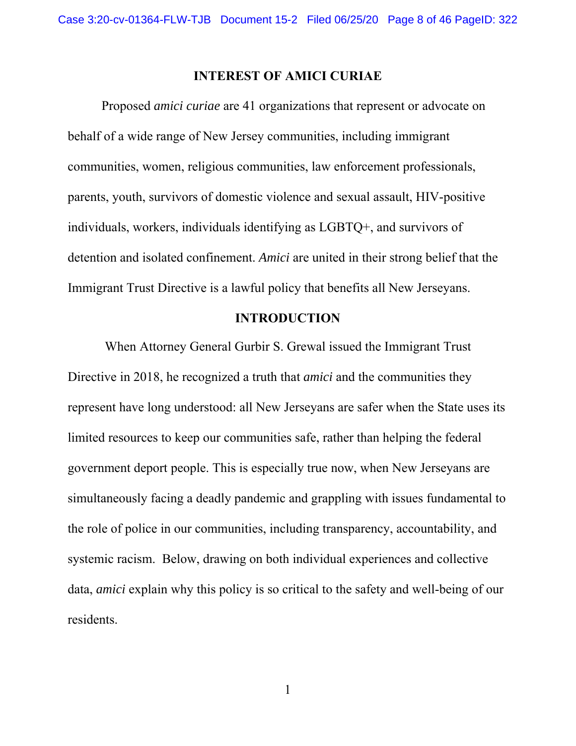## INTEREST OF AMICI CURIAE

Proposed *amici curiae* are 41 organizations that represent or advocate on behalf of a wide range of New Jersey communities, including immigrant communities, women, religious communities, law enforcement professionals, parents, youth, survivors of domestic violence and sexual assault, HIV-positive individuals, workers, individuals identifying as LGBTQ+, and survivors of detention and isolated confinement. *Amici* are united in their strong belief that the Immigrant Trust Directive is a lawful policy that benefits all New Jerseyans.

## INTRODUCTION

When Attorney General Gurbir S. Grewal issued the Immigrant Trust Directive in 2018, he recognized a truth that *amici* and the communities they represent have long understood: all New Jerseyans are safer when the State uses its limited resources to keep our communities safe, rather than helping the federal government deport people. This is especially true now, when New Jerseyans are simultaneously facing a deadly pandemic and grappling with issues fundamental to the role of police in our communities, including transparency, accountability, and systemic racism. Below, drawing on both individual experiences and collective data, *amici* explain why this policy is so critical to the safety and well-being of our residents.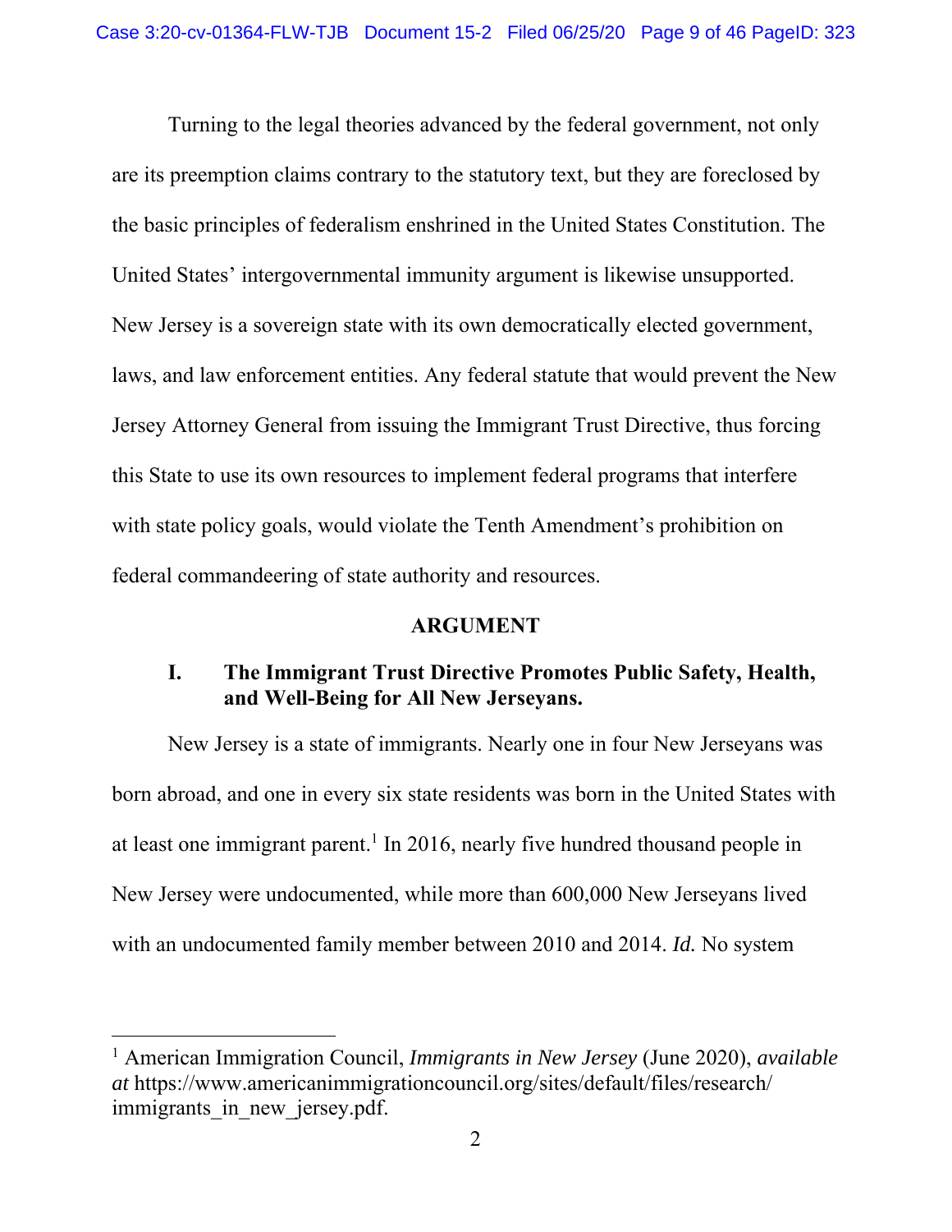Turning to the legal theories advanced by the federal government, not only are its preemption claims contrary to the statutory text, but they are foreclosed by the basic principles of federalism enshrined in the United States Constitution. The United States' intergovernmental immunity argument is likewise unsupported. New Jersey is a sovereign state with its own democratically elected government, laws, and law enforcement entities. Any federal statute that would prevent the New Jersey Attorney General from issuing the Immigrant Trust Directive, thus forcing this State to use its own resources to implement federal programs that interfere with state policy goals, would violate the Tenth Amendment's prohibition on federal commandeering of state authority and resources.

## ARGUMENT

### I. The Immigrant Trust Directive Promotes Public Safety, Health, and Well-Being for All New Jerseyans.

New Jersey is a state of immigrants. Nearly one in four New Jerseyans was born abroad, and one in every six state residents was born in the United States with at least one immigrant parent.[1] In 2016, nearly five hundred thousand people in New Jersey were undocumented, while more than 600,000 New Jerseyans lived with an undocumented family member between 2010 and 2014. *Id.* No system

---

[1] American Immigration Council, *Immigrants in New Jersey* (June 2020), *available at* https://www.americanimmigrationcouncil.org/sites/default/files/research/immigrants_in_new_jersey.pdf.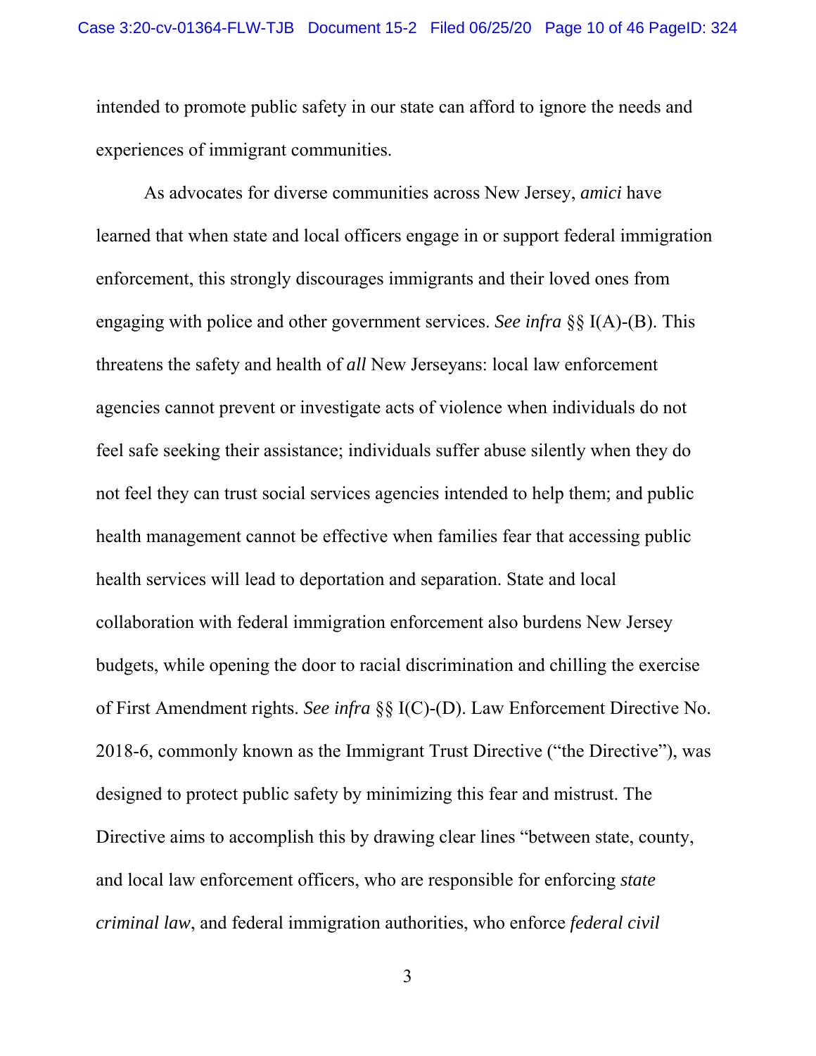intended to promote public safety in our state can afford to ignore the needs and experiences of immigrant communities.

As advocates for diverse communities across New Jersey, *amici* have learned that when state and local officers engage in or support federal immigration enforcement, this strongly discourages immigrants and their loved ones from engaging with police and other government services. *See infra* §§ I(A)-(B). This threatens the safety and health of *all* New Jerseyans: local law enforcement agencies cannot prevent or investigate acts of violence when individuals do not feel safe seeking their assistance; individuals suffer abuse silently when they do not feel they can trust social services agencies intended to help them; and public health management cannot be effective when families fear that accessing public health services will lead to deportation and separation. State and local collaboration with federal immigration enforcement also burdens New Jersey budgets, while opening the door to racial discrimination and chilling the exercise of First Amendment rights. *See infra* §§ I(C)-(D). Law Enforcement Directive No. 2018-6, commonly known as the Immigrant Trust Directive ("the Directive"), was designed to protect public safety by minimizing this fear and mistrust. The Directive aims to accomplish this by drawing clear lines "between state, county, and local law enforcement officers, who are responsible for enforcing *state criminal law*, and federal immigration authorities, who enforce *federal civil*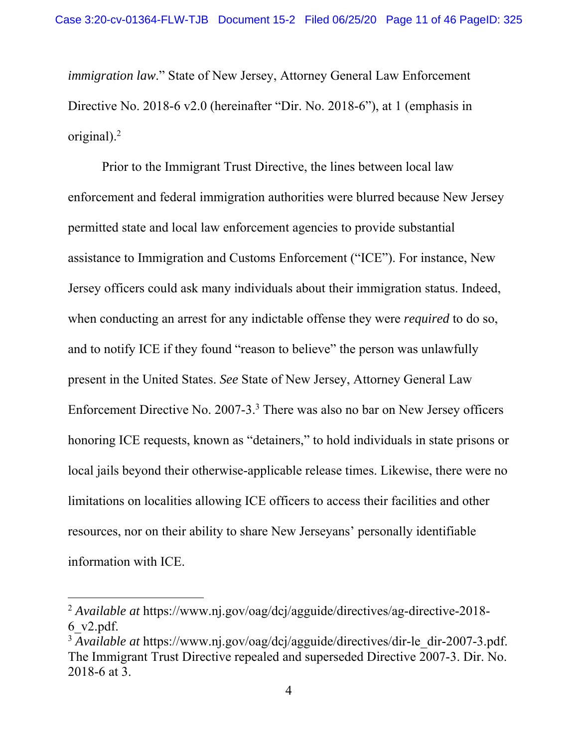*immigration law*." State of New Jersey, Attorney General Law Enforcement Directive No. 2018-6 v2.0 (hereinafter "Dir. No. 2018-6"), at 1 (emphasis in original).[2]

Prior to the Immigrant Trust Directive, the lines between local law enforcement and federal immigration authorities were blurred because New Jersey permitted state and local law enforcement agencies to provide substantial assistance to Immigration and Customs Enforcement ("ICE"). For instance, New Jersey officers could ask many individuals about their immigration status. Indeed, when conducting an arrest for any indictable offense they were *required* to do so, and to notify ICE if they found "reason to believe" the person was unlawfully present in the United States. *See* State of New Jersey, Attorney General Law Enforcement Directive No. 2007-3.[3] There was also no bar on New Jersey officers honoring ICE requests, known as "detainers," to hold individuals in state prisons or local jails beyond their otherwise-applicable release times. Likewise, there were no limitations on localities allowing ICE officers to access their facilities and other resources, nor on their ability to share New Jerseyans' personally identifiable information with ICE.

---

[2] *Available at* https://www.nj.gov/oag/dcj/agguide/directives/ag-directive-2018-6_v2.pdf.

[3] *Available at* https://www.nj.gov/oag/dcj/agguide/directives/dir-le_dir-2007-3.pdf. The Immigrant Trust Directive repealed and superseded Directive 2007-3. Dir. No. 2018-6 at 3.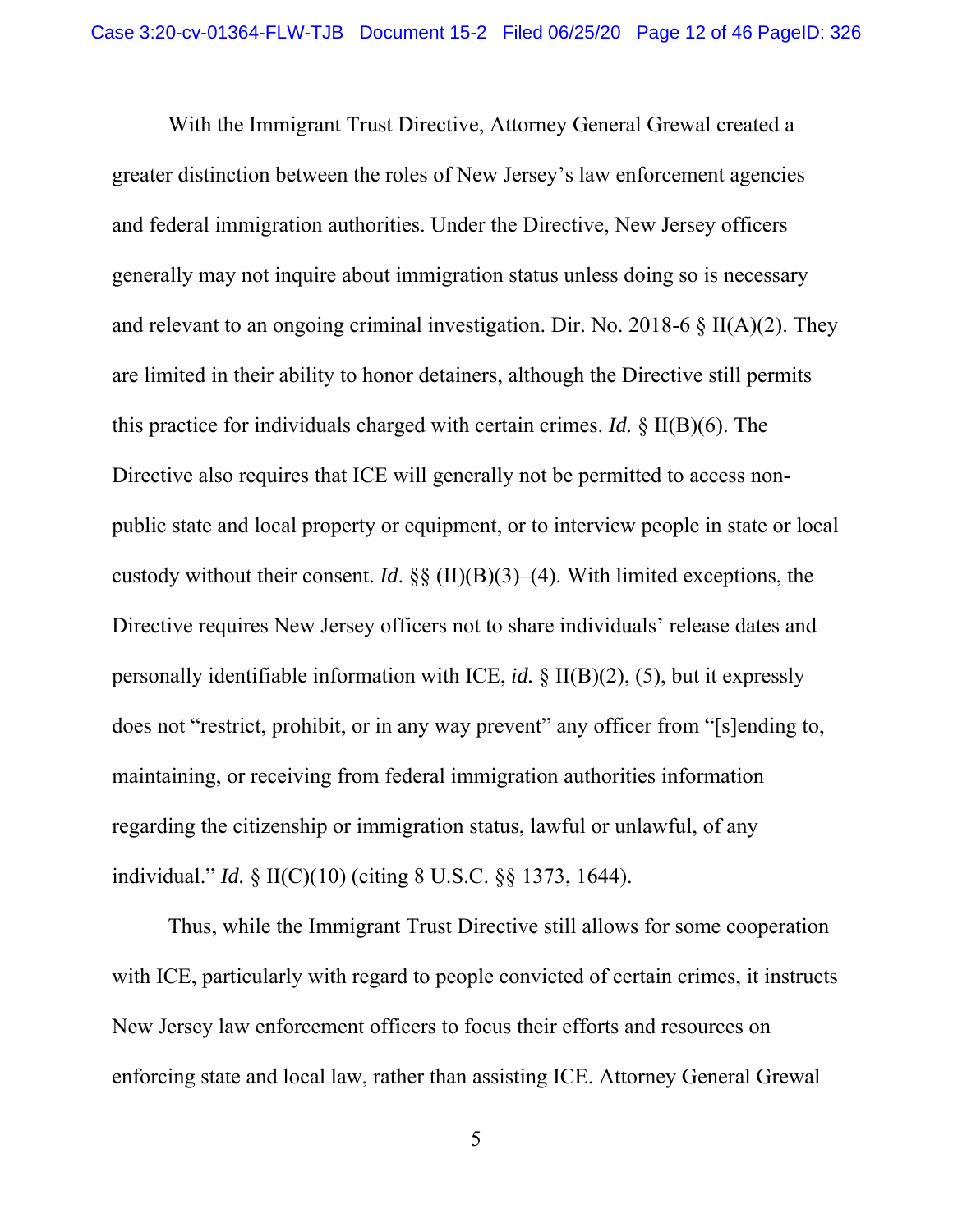With the Immigrant Trust Directive, Attorney General Grewal created a greater distinction between the roles of New Jersey's law enforcement agencies and federal immigration authorities. Under the Directive, New Jersey officers generally may not inquire about immigration status unless doing so is necessary and relevant to an ongoing criminal investigation. Dir. No. 2018-6 § II(A)(2). They are limited in their ability to honor detainers, although the Directive still permits this practice for individuals charged with certain crimes. *Id.* § II(B)(6). The Directive also requires that ICE will generally not be permitted to access non-public state and local property or equipment, or to interview people in state or local custody without their consent. *Id*. §§ (II)(B)(3)–(4). With limited exceptions, the Directive requires New Jersey officers not to share individuals' release dates and personally identifiable information with ICE, *id.* § II(B)(2), (5), but it expressly does not "restrict, prohibit, or in any way prevent" any officer from "[s]ending to, maintaining, or receiving from federal immigration authorities information regarding the citizenship or immigration status, lawful or unlawful, of any individual." *Id.* § II(C)(10) (citing 8 U.S.C. §§ 1373, 1644).

Thus, while the Immigrant Trust Directive still allows for some cooperation with ICE, particularly with regard to people convicted of certain crimes, it instructs New Jersey law enforcement officers to focus their efforts and resources on enforcing state and local law, rather than assisting ICE. Attorney General Grewal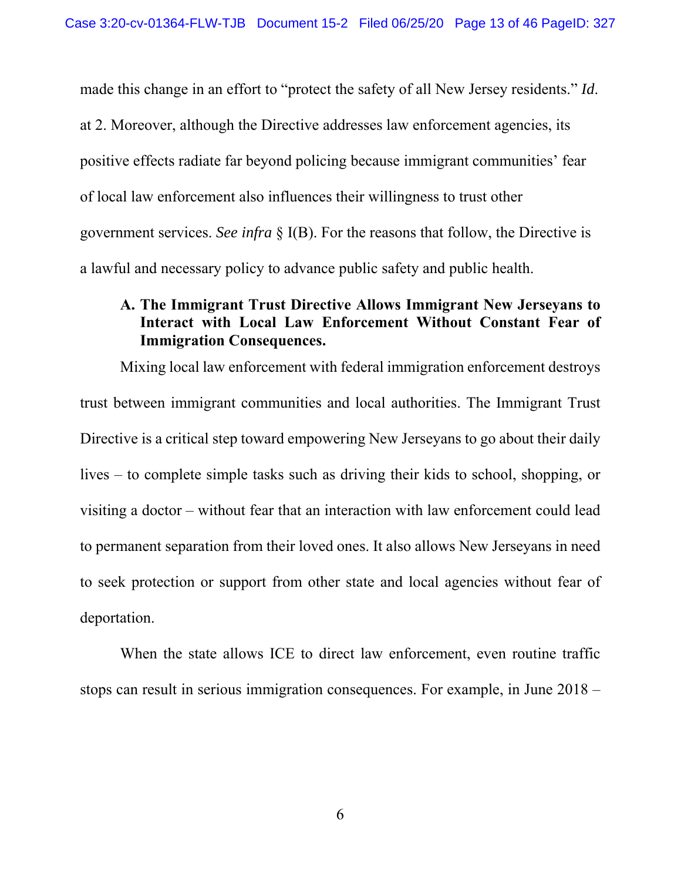made this change in an effort to "protect the safety of all New Jersey residents." *Id*. at 2. Moreover, although the Directive addresses law enforcement agencies, its positive effects radiate far beyond policing because immigrant communities' fear of local law enforcement also influences their willingness to trust other government services. *See infra* § I(B). For the reasons that follow, the Directive is a lawful and necessary policy to advance public safety and public health.

### A. The Immigrant Trust Directive Allows Immigrant New Jerseyans to Interact with Local Law Enforcement Without Constant Fear of Immigration Consequences.

Mixing local law enforcement with federal immigration enforcement destroys trust between immigrant communities and local authorities. The Immigrant Trust Directive is a critical step toward empowering New Jerseyans to go about their daily lives – to complete simple tasks such as driving their kids to school, shopping, or visiting a doctor – without fear that an interaction with law enforcement could lead to permanent separation from their loved ones. It also allows New Jerseyans in need to seek protection or support from other state and local agencies without fear of deportation.

When the state allows ICE to direct law enforcement, even routine traffic stops can result in serious immigration consequences. For example, in June 2018 –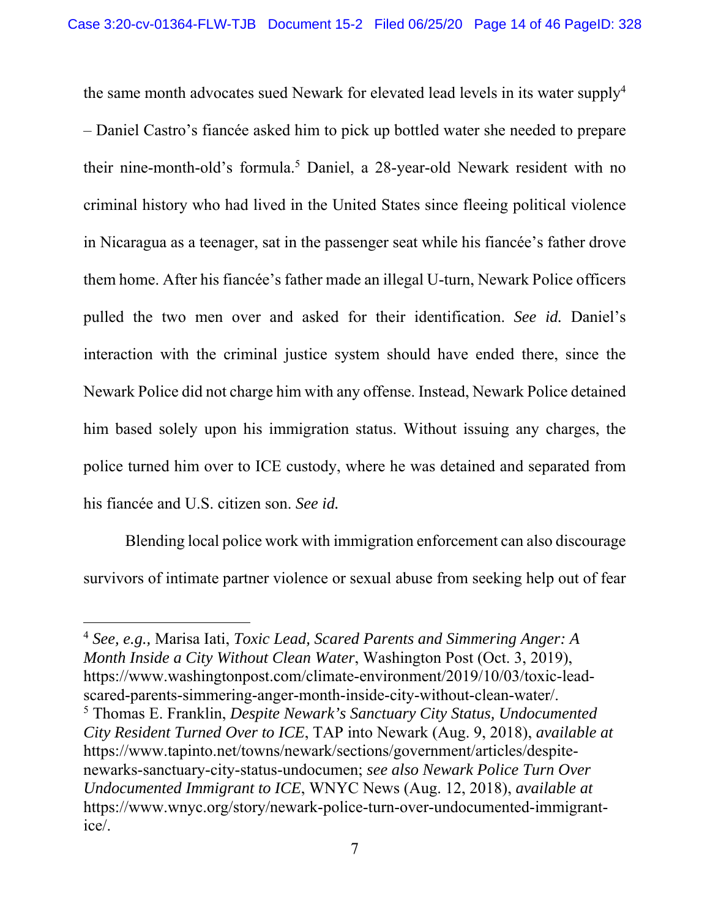the same month advocates sued Newark for elevated lead levels in its water supply[4] – Daniel Castro's fiancée asked him to pick up bottled water she needed to prepare their nine-month-old's formula.[5] Daniel, a 28-year-old Newark resident with no criminal history who had lived in the United States since fleeing political violence in Nicaragua as a teenager, sat in the passenger seat while his fiancée's father drove them home. After his fiancée's father made an illegal U-turn, Newark Police officers pulled the two men over and asked for their identification. *See id.* Daniel's interaction with the criminal justice system should have ended there, since the Newark Police did not charge him with any offense. Instead, Newark Police detained him based solely upon his immigration status. Without issuing any charges, the police turned him over to ICE custody, where he was detained and separated from his fiancée and U.S. citizen son. *See id.*

Blending local police work with immigration enforcement can also discourage survivors of intimate partner violence or sexual abuse from seeking help out of fear

---

[4] *See, e.g.,* Marisa Iati, *Toxic Lead, Scared Parents and Simmering Anger: A Month Inside a City Without Clean Water*, Washington Post (Oct. 3, 2019), https://www.washingtonpost.com/climate-environment/2019/10/03/toxic-lead-scared-parents-simmering-anger-month-inside-city-without-clean-water/.

[5] Thomas E. Franklin, *Despite Newark's Sanctuary City Status, Undocumented City Resident Turned Over to ICE*, TAP into Newark (Aug. 9, 2018), *available at* https://www.tapinto.net/towns/newark/sections/government/articles/despite-newarks-sanctuary-city-status-undocumen; *see also Newark Police Turn Over Undocumented Immigrant to ICE*, WNYC News (Aug. 12, 2018), *available at* https://www.wnyc.org/story/newark-police-turn-over-undocumented-immigrant-ice/.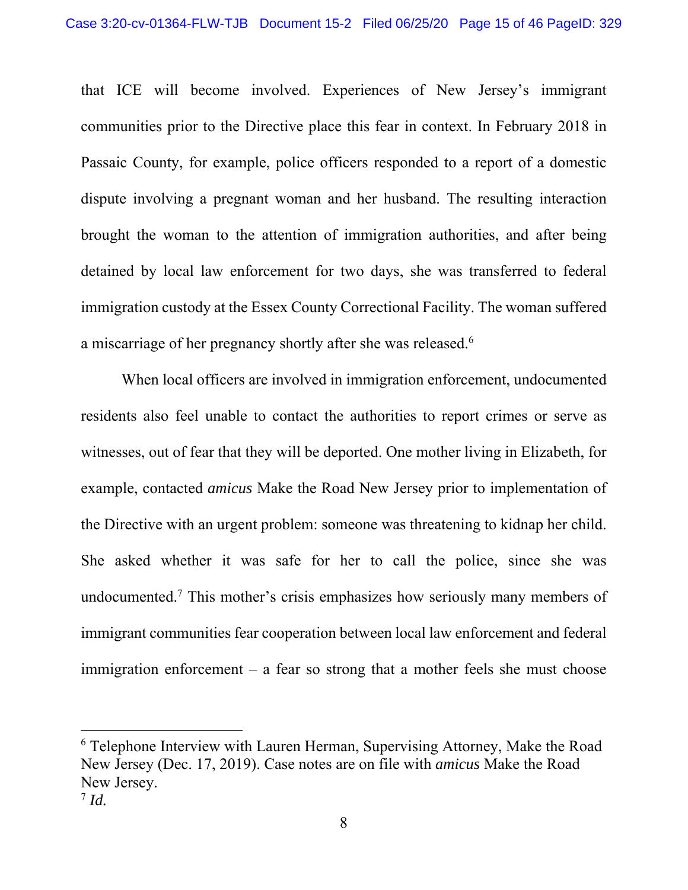that ICE will become involved. Experiences of New Jersey's immigrant communities prior to the Directive place this fear in context. In February 2018 in Passaic County, for example, police officers responded to a report of a domestic dispute involving a pregnant woman and her husband. The resulting interaction brought the woman to the attention of immigration authorities, and after being detained by local law enforcement for two days, she was transferred to federal immigration custody at the Essex County Correctional Facility. The woman suffered a miscarriage of her pregnancy shortly after she was released.[6]

When local officers are involved in immigration enforcement, undocumented residents also feel unable to contact the authorities to report crimes or serve as witnesses, out of fear that they will be deported. One mother living in Elizabeth, for example, contacted *amicus* Make the Road New Jersey prior to implementation of the Directive with an urgent problem: someone was threatening to kidnap her child. She asked whether it was safe for her to call the police, since she was undocumented.[7] This mother's crisis emphasizes how seriously many members of immigrant communities fear cooperation between local law enforcement and federal immigration enforcement – a fear so strong that a mother feels she must choose

---

[6] Telephone Interview with Lauren Herman, Supervising Attorney, Make the Road New Jersey (Dec. 17, 2019). Case notes are on file with *amicus* Make the Road New Jersey.

[7] *Id.*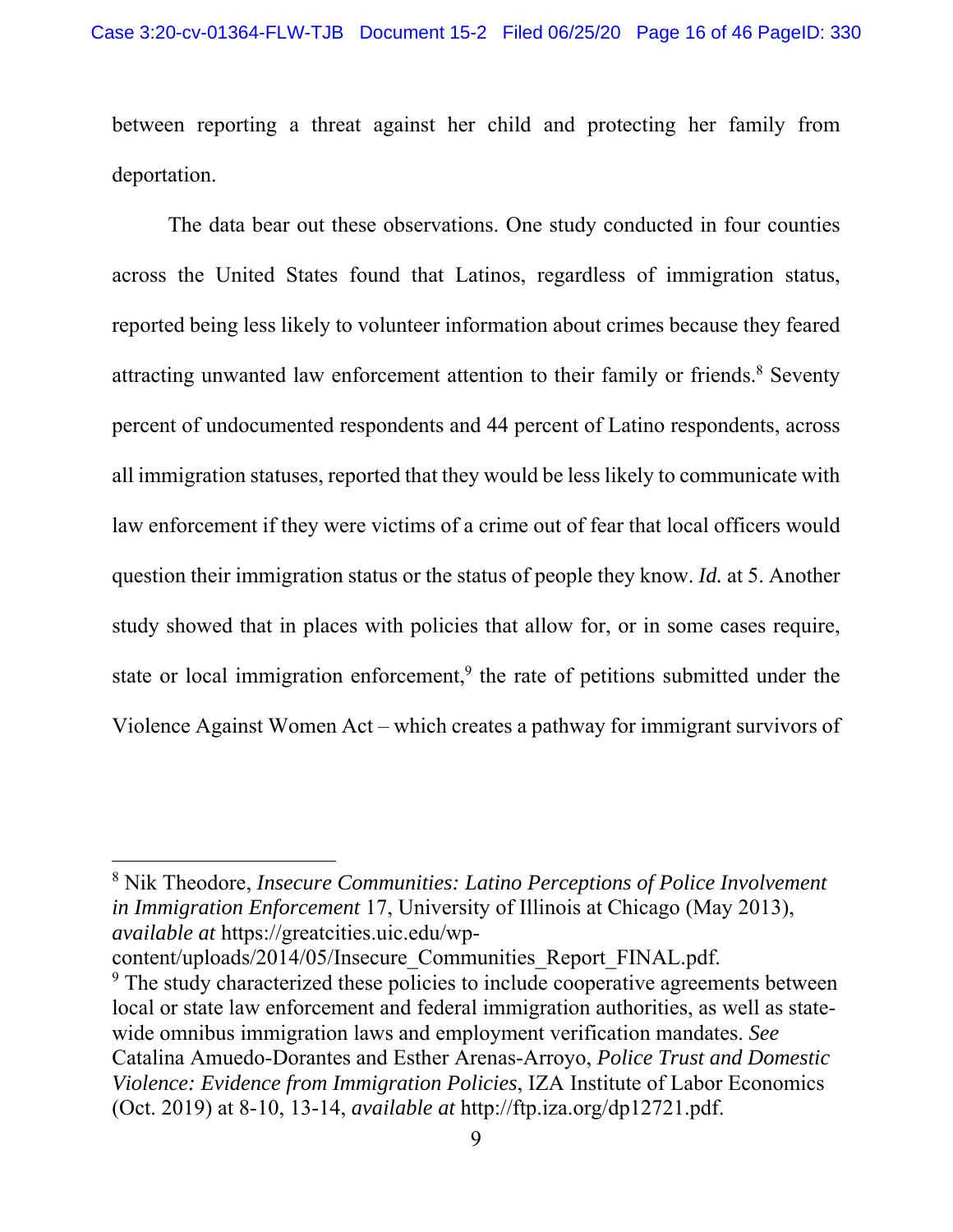between reporting a threat against her child and protecting her family from deportation.

The data bear out these observations. One study conducted in four counties across the United States found that Latinos, regardless of immigration status, reported being less likely to volunteer information about crimes because they feared attracting unwanted law enforcement attention to their family or friends.[8] Seventy percent of undocumented respondents and 44 percent of Latino respondents, across all immigration statuses, reported that they would be less likely to communicate with law enforcement if they were victims of a crime out of fear that local officers would question their immigration status or the status of people they know. *Id.* at 5. Another study showed that in places with policies that allow for, or in some cases require, state or local immigration enforcement,[9] the rate of petitions submitted under the Violence Against Women Act – which creates a pathway for immigrant survivors of

---

[8] Nik Theodore, *Insecure Communities: Latino Perceptions of Police Involvement in Immigration Enforcement* 17, University of Illinois at Chicago (May 2013), *available at* https://greatcities.uic.edu/wp-content/uploads/2014/05/Insecure_Communities_Report_FINAL.pdf.

[9] The study characterized these policies to include cooperative agreements between local or state law enforcement and federal immigration authorities, as well as state-wide omnibus immigration laws and employment verification mandates. *See* Catalina Amuedo-Dorantes and Esther Arenas-Arroyo, *Police Trust and Domestic Violence: Evidence from Immigration Policies*, IZA Institute of Labor Economics (Oct. 2019) at 8-10, 13-14, *available at* http://ftp.iza.org/dp12721.pdf.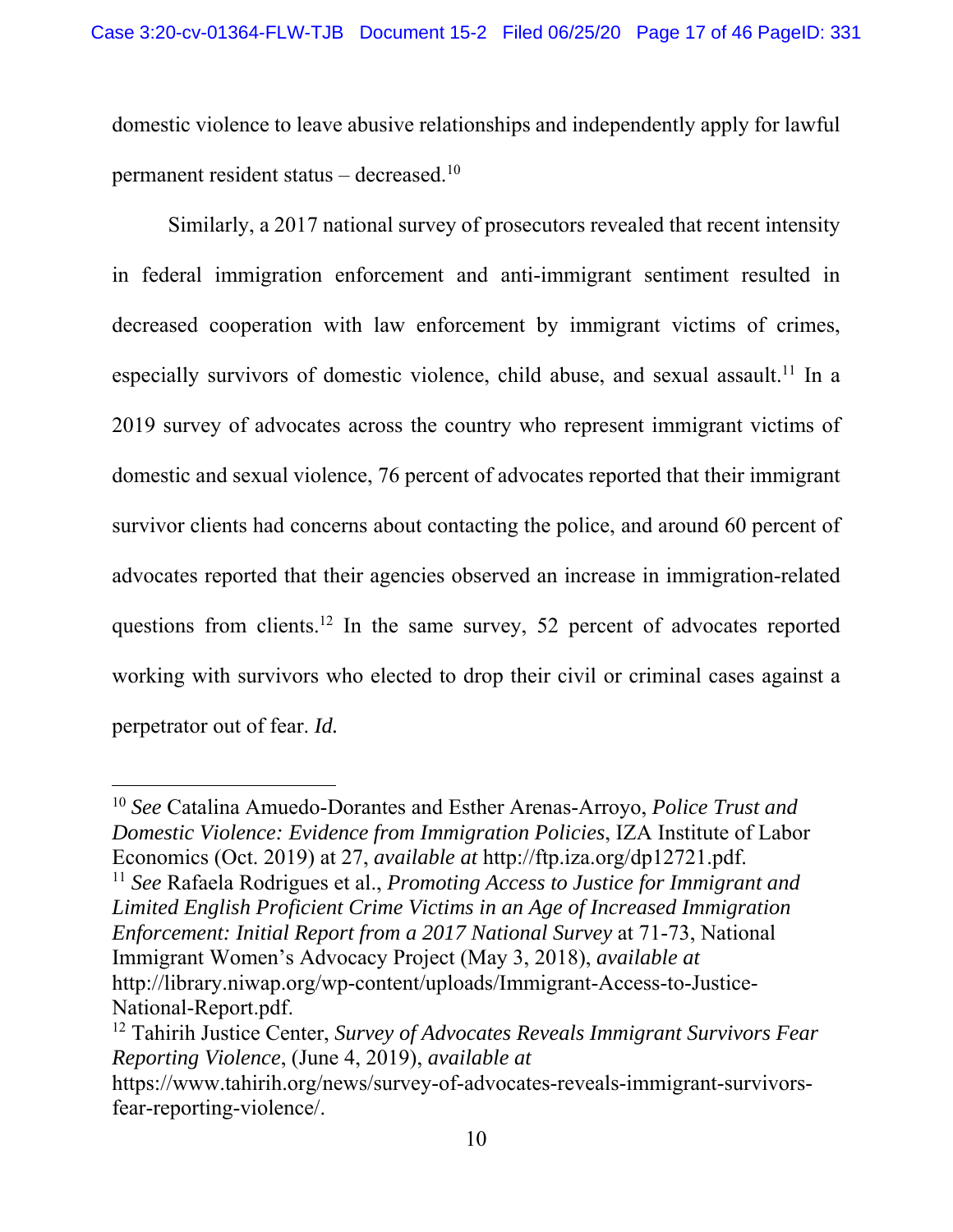domestic violence to leave abusive relationships and independently apply for lawful permanent resident status – decreased.[10]

Similarly, a 2017 national survey of prosecutors revealed that recent intensity in federal immigration enforcement and anti-immigrant sentiment resulted in decreased cooperation with law enforcement by immigrant victims of crimes, especially survivors of domestic violence, child abuse, and sexual assault.[11] In a 2019 survey of advocates across the country who represent immigrant victims of domestic and sexual violence, 76 percent of advocates reported that their immigrant survivor clients had concerns about contacting the police, and around 60 percent of advocates reported that their agencies observed an increase in immigration-related questions from clients.[12] In the same survey, 52 percent of advocates reported working with survivors who elected to drop their civil or criminal cases against a perpetrator out of fear. *Id.*

---

[10] *See* Catalina Amuedo-Dorantes and Esther Arenas-Arroyo, *Police Trust and Domestic Violence: Evidence from Immigration Policies*, IZA Institute of Labor Economics (Oct. 2019) at 27, *available at* http://ftp.iza.org/dp12721.pdf.

[11] *See* Rafaela Rodrigues et al., *Promoting Access to Justice for Immigrant and Limited English Proficient Crime Victims in an Age of Increased Immigration Enforcement: Initial Report from a 2017 National Survey* at 71-73, National Immigrant Women's Advocacy Project (May 3, 2018), *available at* http://library.niwap.org/wp-content/uploads/Immigrant-Access-to-Justice-National-Report.pdf.

[12] Tahirih Justice Center, *Survey of Advocates Reveals Immigrant Survivors Fear Reporting Violence*, (June 4, 2019), *available at* https://www.tahirih.org/news/survey-of-advocates-reveals-immigrant-survivors-fear-reporting-violence/.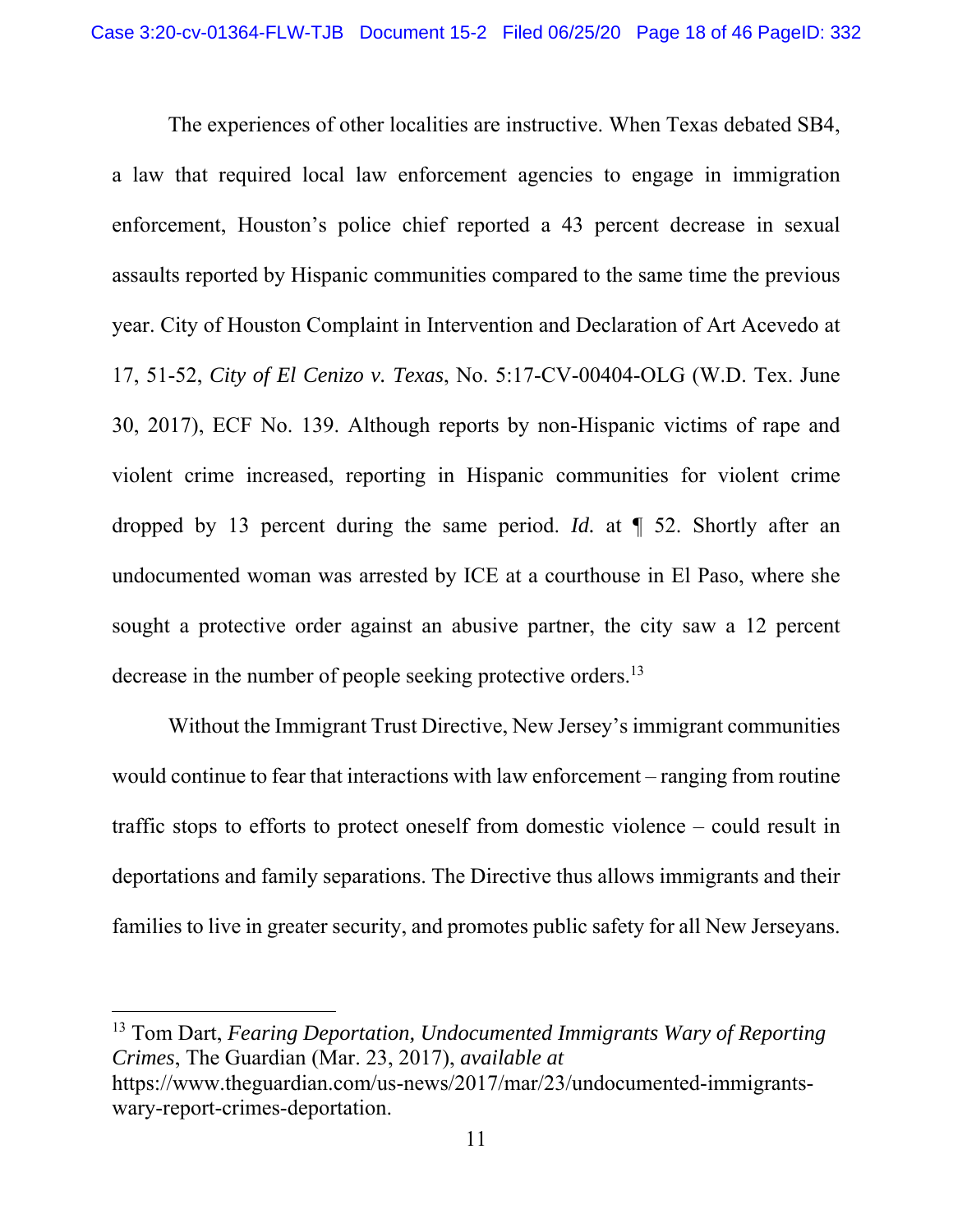The experiences of other localities are instructive. When Texas debated SB4, a law that required local law enforcement agencies to engage in immigration enforcement, Houston's police chief reported a 43 percent decrease in sexual assaults reported by Hispanic communities compared to the same time the previous year. City of Houston Complaint in Intervention and Declaration of Art Acevedo at 17, 51-52, *City of El Cenizo v. Texas*, No. 5:17-CV-00404-OLG (W.D. Tex. June 30, 2017), ECF No. 139. Although reports by non-Hispanic victims of rape and violent crime increased, reporting in Hispanic communities for violent crime dropped by 13 percent during the same period. *Id.* at ¶ 52. Shortly after an undocumented woman was arrested by ICE at a courthouse in El Paso, where she sought a protective order against an abusive partner, the city saw a 12 percent decrease in the number of people seeking protective orders.[13]

Without the Immigrant Trust Directive, New Jersey's immigrant communities would continue to fear that interactions with law enforcement – ranging from routine traffic stops to efforts to protect oneself from domestic violence – could result in deportations and family separations. The Directive thus allows immigrants and their families to live in greater security, and promotes public safety for all New Jerseyans.

---

[13] Tom Dart, *Fearing Deportation, Undocumented Immigrants Wary of Reporting Crimes*, The Guardian (Mar. 23, 2017), *available at* https://www.theguardian.com/us-news/2017/mar/23/undocumented-immigrants-wary-report-crimes-deportation.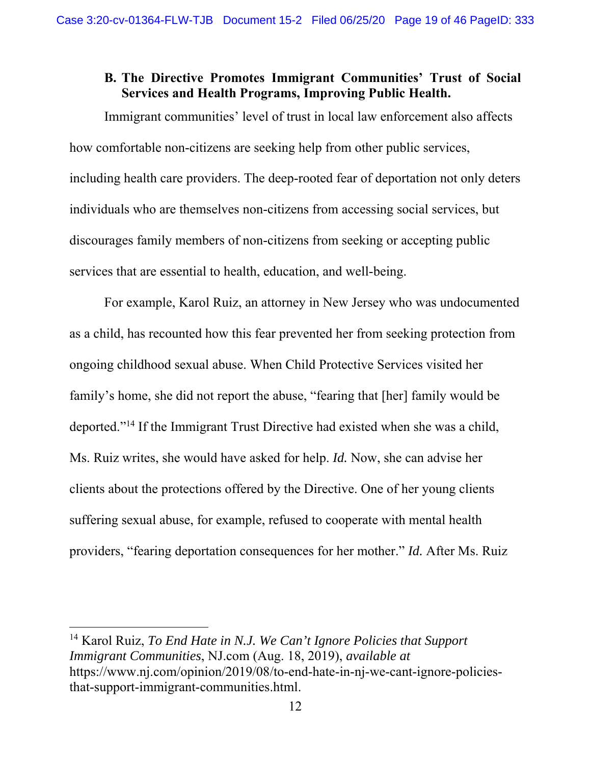### B. The Directive Promotes Immigrant Communities' Trust of Social Services and Health Programs, Improving Public Health.

Immigrant communities' level of trust in local law enforcement also affects how comfortable non-citizens are seeking help from other public services, including health care providers. The deep-rooted fear of deportation not only deters individuals who are themselves non-citizens from accessing social services, but discourages family members of non-citizens from seeking or accepting public services that are essential to health, education, and well-being.

For example, Karol Ruiz, an attorney in New Jersey who was undocumented as a child, has recounted how this fear prevented her from seeking protection from ongoing childhood sexual abuse. When Child Protective Services visited her family's home, she did not report the abuse, "fearing that [her] family would be deported."[14] If the Immigrant Trust Directive had existed when she was a child, Ms. Ruiz writes, she would have asked for help. *Id.* Now, she can advise her clients about the protections offered by the Directive. One of her young clients suffering sexual abuse, for example, refused to cooperate with mental health providers, "fearing deportation consequences for her mother." *Id.* After Ms. Ruiz

---

[14] Karol Ruiz, *To End Hate in N.J. We Can't Ignore Policies that Support Immigrant Communities*, NJ.com (Aug. 18, 2019), *available at* https://www.nj.com/opinion/2019/08/to-end-hate-in-nj-we-cant-ignore-policies-that-support-immigrant-communities.html.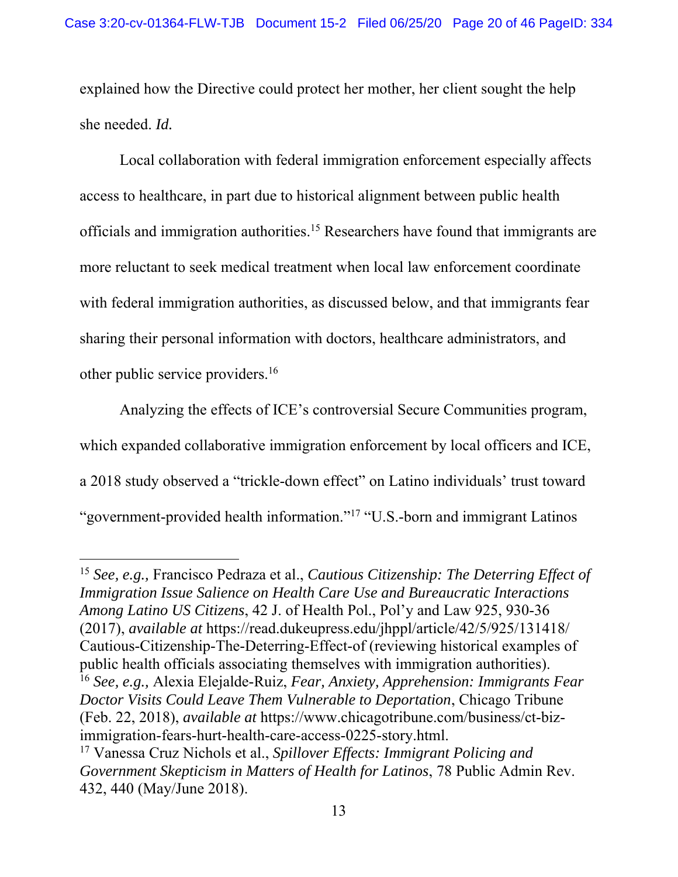explained how the Directive could protect her mother, her client sought the help she needed. *Id.*

Local collaboration with federal immigration enforcement especially affects access to healthcare, in part due to historical alignment between public health officials and immigration authorities.[15] Researchers have found that immigrants are more reluctant to seek medical treatment when local law enforcement coordinate with federal immigration authorities, as discussed below, and that immigrants fear sharing their personal information with doctors, healthcare administrators, and other public service providers.[16]

Analyzing the effects of ICE's controversial Secure Communities program, which expanded collaborative immigration enforcement by local officers and ICE, a 2018 study observed a "trickle-down effect" on Latino individuals' trust toward "government-provided health information."[17] "U.S.-born and immigrant Latinos

---

[15] *See, e.g.,* Francisco Pedraza et al., *Cautious Citizenship: The Deterring Effect of Immigration Issue Salience on Health Care Use and Bureaucratic Interactions Among Latino US Citizens*, 42 J. of Health Pol., Pol'y and Law 925, 930-36 (2017), *available at* https://read.dukeupress.edu/jhppl/article/42/5/925/131418/Cautious-Citizenship-The-Deterring-Effect-of (reviewing historical examples of public health officials associating themselves with immigration authorities).

[16] *See, e.g.,* Alexia Elejalde-Ruiz, *Fear, Anxiety, Apprehension: Immigrants Fear Doctor Visits Could Leave Them Vulnerable to Deportation*, Chicago Tribune (Feb. 22, 2018), *available at* https://www.chicagotribune.com/business/ct-biz-immigration-fears-hurt-health-care-access-0225-story.html.

[17] Vanessa Cruz Nichols et al., *Spillover Effects: Immigrant Policing and Government Skepticism in Matters of Health for Latinos*, 78 Public Admin Rev. 432, 440 (May/June 2018).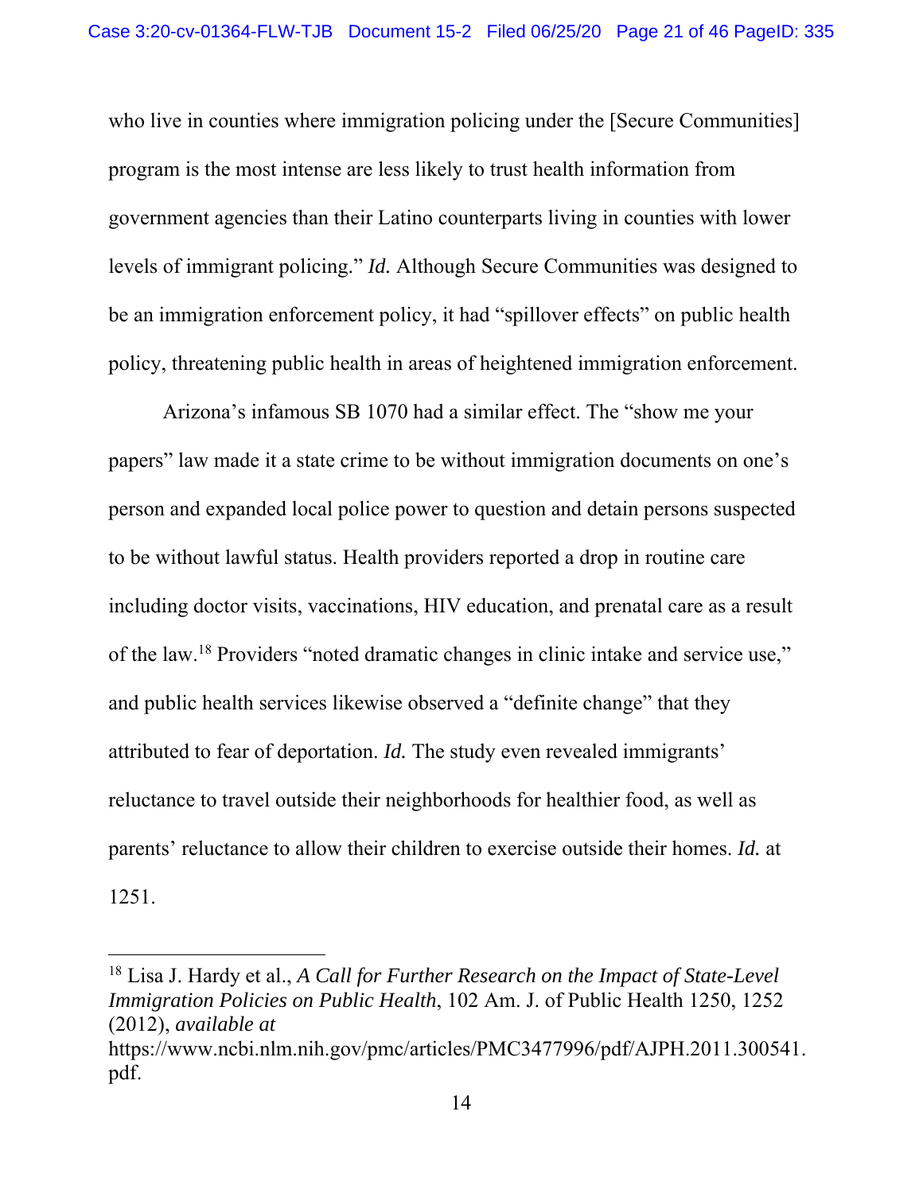who live in counties where immigration policing under the [Secure Communities] program is the most intense are less likely to trust health information from government agencies than their Latino counterparts living in counties with lower levels of immigrant policing." *Id.* Although Secure Communities was designed to be an immigration enforcement policy, it had "spillover effects" on public health policy, threatening public health in areas of heightened immigration enforcement.

Arizona's infamous SB 1070 had a similar effect. The "show me your papers" law made it a state crime to be without immigration documents on one's person and expanded local police power to question and detain persons suspected to be without lawful status. Health providers reported a drop in routine care including doctor visits, vaccinations, HIV education, and prenatal care as a result of the law.[18] Providers "noted dramatic changes in clinic intake and service use," and public health services likewise observed a "definite change" that they attributed to fear of deportation. *Id.* The study even revealed immigrants' reluctance to travel outside their neighborhoods for healthier food, as well as parents' reluctance to allow their children to exercise outside their homes. *Id.* at 1251.

---

[18] Lisa J. Hardy et al., *A Call for Further Research on the Impact of State-Level Immigration Policies on Public Health*, 102 Am. J. of Public Health 1250, 1252 (2012), *available at* https://www.ncbi.nlm.nih.gov/pmc/articles/PMC3477996/pdf/AJPH.2011.300541.pdf.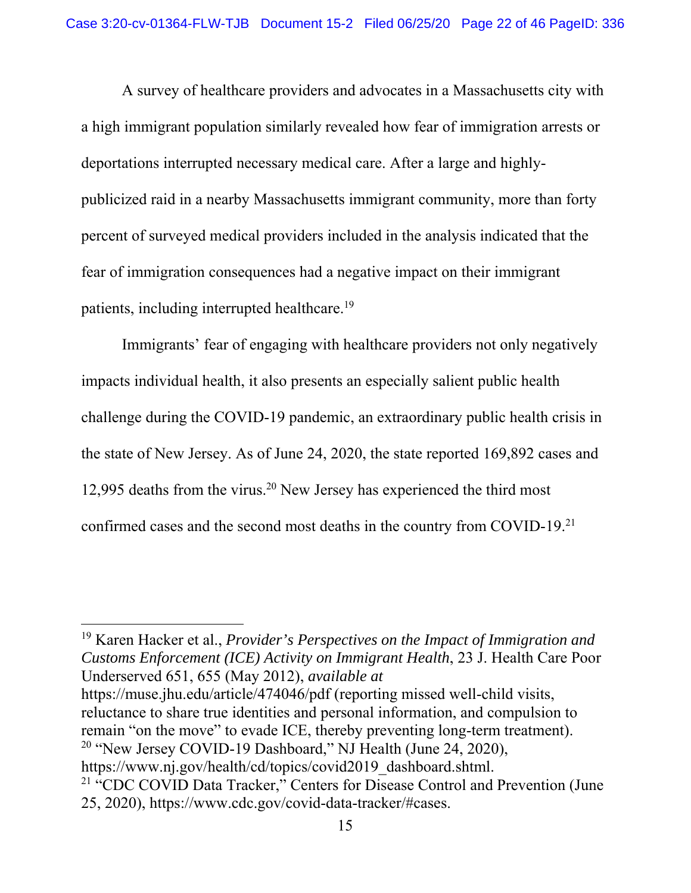A survey of healthcare providers and advocates in a Massachusetts city with a high immigrant population similarly revealed how fear of immigration arrests or deportations interrupted necessary medical care. After a large and highly-publicized raid in a nearby Massachusetts immigrant community, more than forty percent of surveyed medical providers included in the analysis indicated that the fear of immigration consequences had a negative impact on their immigrant patients, including interrupted healthcare.[19]

Immigrants' fear of engaging with healthcare providers not only negatively impacts individual health, it also presents an especially salient public health challenge during the COVID-19 pandemic, an extraordinary public health crisis in the state of New Jersey. As of June 24, 2020, the state reported 169,892 cases and 12,995 deaths from the virus.[20] New Jersey has experienced the third most confirmed cases and the second most deaths in the country from COVID-19.[21]

---

[19] Karen Hacker et al., *Provider's Perspectives on the Impact of Immigration and Customs Enforcement (ICE) Activity on Immigrant Health*, 23 J. Health Care Poor Underserved 651, 655 (May 2012), *available at* https://muse.jhu.edu/article/474046/pdf (reporting missed well-child visits, reluctance to share true identities and personal information, and compulsion to remain "on the move" to evade ICE, thereby preventing long-term treatment).

[20] "New Jersey COVID-19 Dashboard," NJ Health (June 24, 2020), https://www.nj.gov/health/cd/topics/covid2019_dashboard.shtml.

[21] "CDC COVID Data Tracker," Centers for Disease Control and Prevention (June 25, 2020), https://www.cdc.gov/covid-data-tracker/#cases.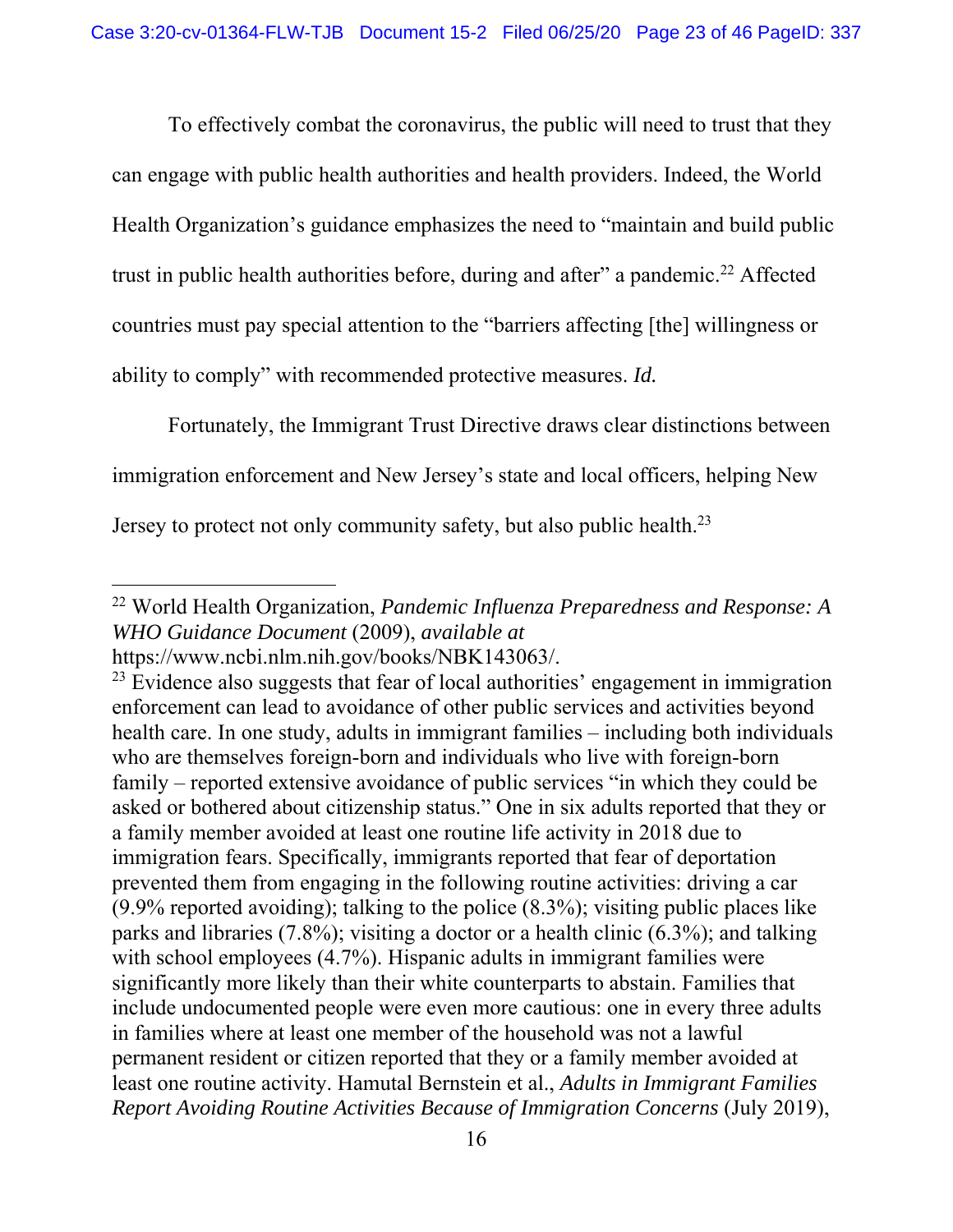To effectively combat the coronavirus, the public will need to trust that they can engage with public health authorities and health providers. Indeed, the World Health Organization's guidance emphasizes the need to "maintain and build public trust in public health authorities before, during and after" a pandemic.[22] Affected countries must pay special attention to the "barriers affecting [the] willingness or ability to comply" with recommended protective measures. *Id.*

Fortunately, the Immigrant Trust Directive draws clear distinctions between immigration enforcement and New Jersey's state and local officers, helping New Jersey to protect not only community safety, but also public health.[23]

---

[22] World Health Organization, *Pandemic Influenza Preparedness and Response: A WHO Guidance Document* (2009), *available at* https://www.ncbi.nlm.nih.gov/books/NBK143063/.

[23] Evidence also suggests that fear of local authorities' engagement in immigration enforcement can lead to avoidance of other public services and activities beyond health care. In one study, adults in immigrant families – including both individuals who are themselves foreign-born and individuals who live with foreign-born family – reported extensive avoidance of public services "in which they could be asked or bothered about citizenship status." One in six adults reported that they or a family member avoided at least one routine life activity in 2018 due to immigration fears. Specifically, immigrants reported that fear of deportation prevented them from engaging in the following routine activities: driving a car (9.9% reported avoiding); talking to the police (8.3%); visiting public places like parks and libraries (7.8%); visiting a doctor or a health clinic (6.3%); and talking with school employees (4.7%). Hispanic adults in immigrant families were significantly more likely than their white counterparts to abstain. Families that include undocumented people were even more cautious: one in every three adults in families where at least one member of the household was not a lawful permanent resident or citizen reported that they or a family member avoided at least one routine activity. Hamutal Bernstein et al., *Adults in Immigrant Families Report Avoiding Routine Activities Because of Immigration Concerns* (July 2019),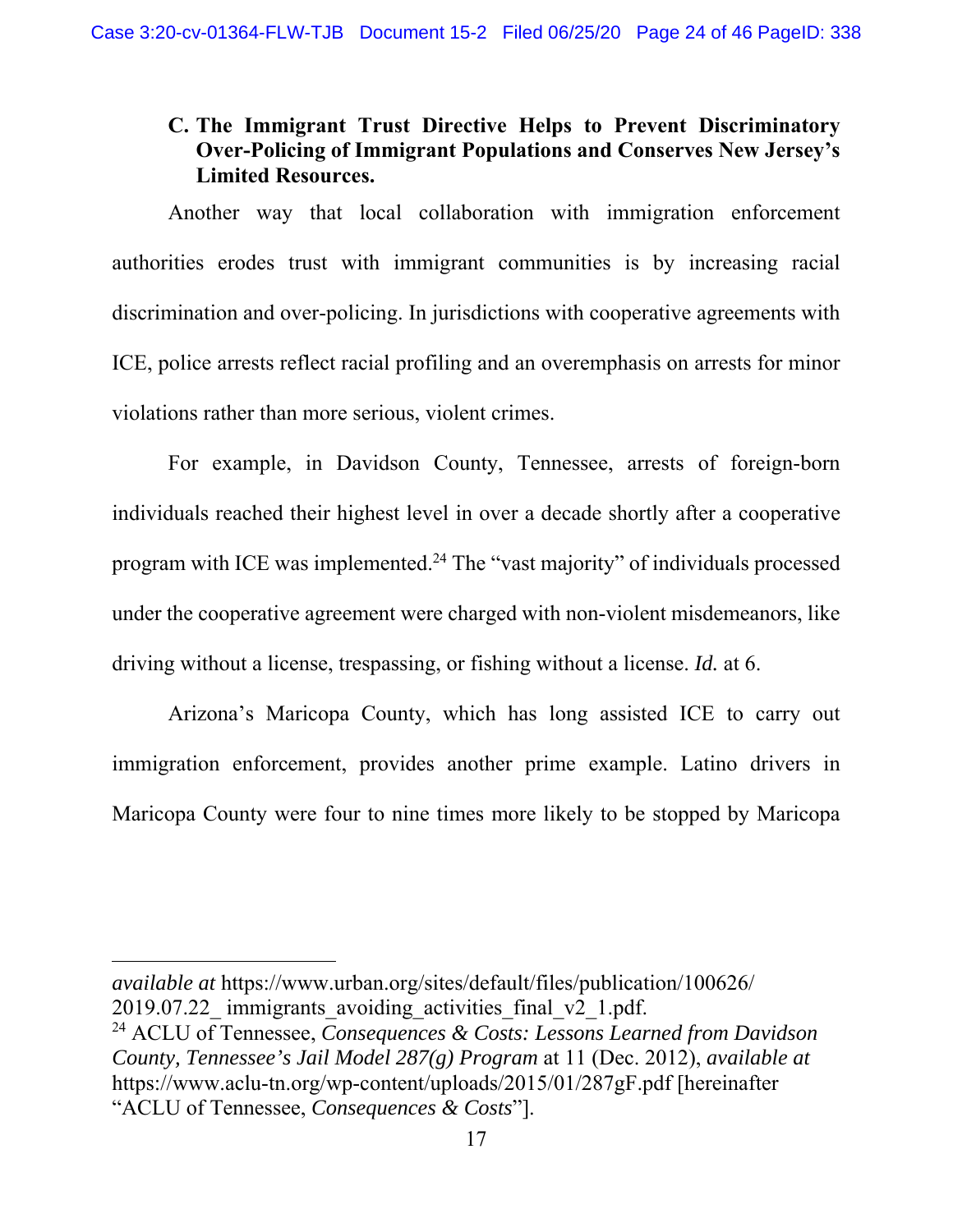### C. The Immigrant Trust Directive Helps to Prevent Discriminatory Over-Policing of Immigrant Populations and Conserves New Jersey's Limited Resources.

Another way that local collaboration with immigration enforcement authorities erodes trust with immigrant communities is by increasing racial discrimination and over-policing. In jurisdictions with cooperative agreements with ICE, police arrests reflect racial profiling and an overemphasis on arrests for minor violations rather than more serious, violent crimes.

For example, in Davidson County, Tennessee, arrests of foreign-born individuals reached their highest level in over a decade shortly after a cooperative program with ICE was implemented.[24] The "vast majority" of individuals processed under the cooperative agreement were charged with non-violent misdemeanors, like driving without a license, trespassing, or fishing without a license. *Id.* at 6.

Arizona's Maricopa County, which has long assisted ICE to carry out immigration enforcement, provides another prime example. Latino drivers in Maricopa County were four to nine times more likely to be stopped by Maricopa

---

*available at* https://www.urban.org/sites/default/files/publication/100626/2019.07.22_ immigrants_avoiding_activities_final_v2_1.pdf.

[24] ACLU of Tennessee, *Consequences & Costs: Lessons Learned from Davidson County, Tennessee's Jail Model 287(g) Program* at 11 (Dec. 2012), *available at* https://www.aclu-tn.org/wp-content/uploads/2015/01/287gF.pdf [hereinafter "ACLU of Tennessee, *Consequences & Costs*"].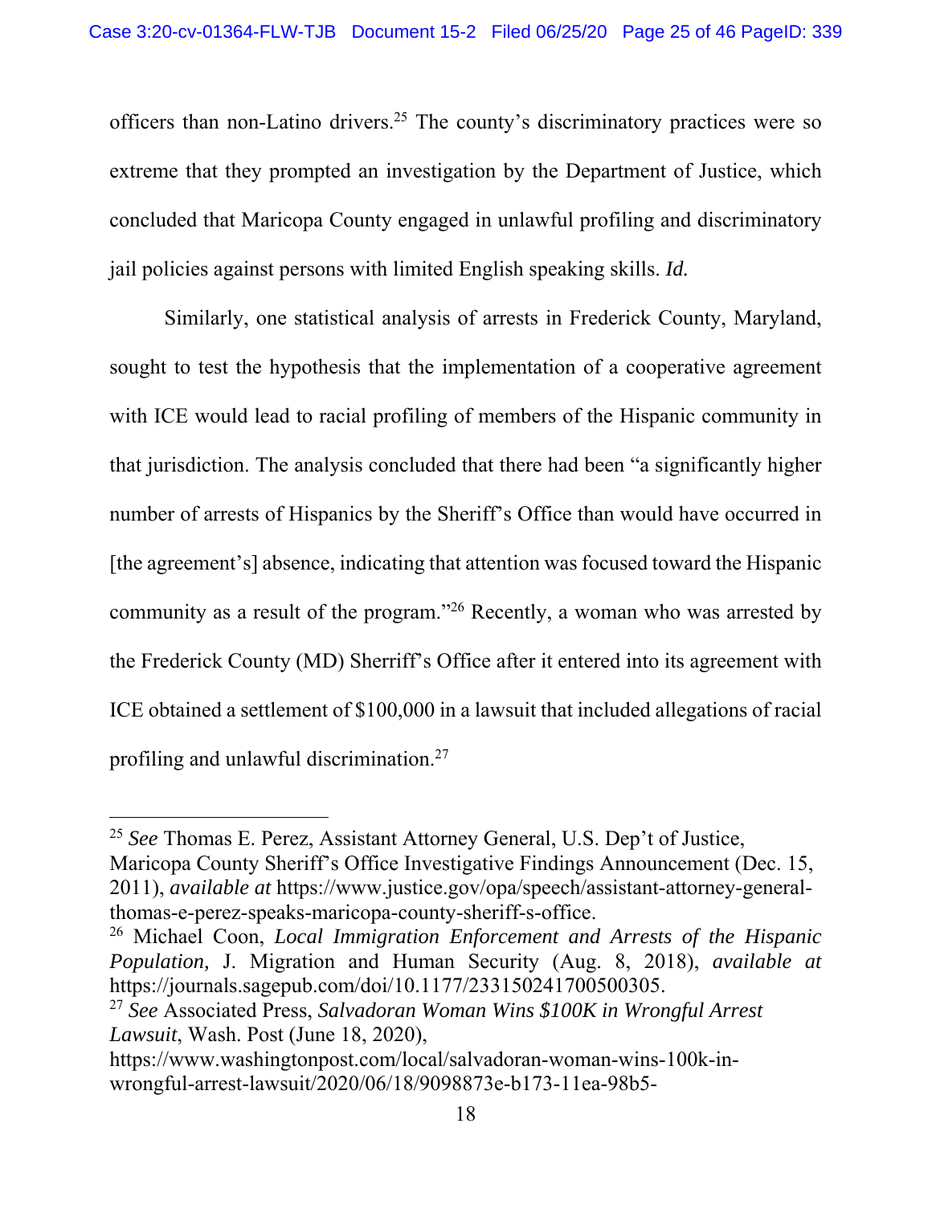officers than non-Latino drivers.[25] The county's discriminatory practices were so extreme that they prompted an investigation by the Department of Justice, which concluded that Maricopa County engaged in unlawful profiling and discriminatory jail policies against persons with limited English speaking skills. *Id.*

Similarly, one statistical analysis of arrests in Frederick County, Maryland, sought to test the hypothesis that the implementation of a cooperative agreement with ICE would lead to racial profiling of members of the Hispanic community in that jurisdiction. The analysis concluded that there had been "a significantly higher number of arrests of Hispanics by the Sheriff's Office than would have occurred in [the agreement's] absence, indicating that attention was focused toward the Hispanic community as a result of the program."[26] Recently, a woman who was arrested by the Frederick County (MD) Sherriff's Office after it entered into its agreement with ICE obtained a settlement of $100,000 in a lawsuit that included allegations of racial profiling and unlawful discrimination.[27]

---

[25] *See* Thomas E. Perez, Assistant Attorney General, U.S. Dep't of Justice, Maricopa County Sheriff's Office Investigative Findings Announcement (Dec. 15, 2011), *available at* https://www.justice.gov/opa/speech/assistant-attorney-general-thomas-e-perez-speaks-maricopa-county-sheriff-s-office.

[26] Michael Coon, *Local Immigration Enforcement and Arrests of the Hispanic Population,* J. Migration and Human Security (Aug. 8, 2018), *available at* https://journals.sagepub.com/doi/10.1177/233150241700500305.

[27] *See* Associated Press, *Salvadoran Woman Wins $100K in Wrongful Arrest Lawsuit*, Wash. Post (June 18, 2020), https://www.washingtonpost.com/local/salvadoran-woman-wins-100k-in-wrongful-arrest-lawsuit/2020/06/18/9098873e-b173-11ea-98b5-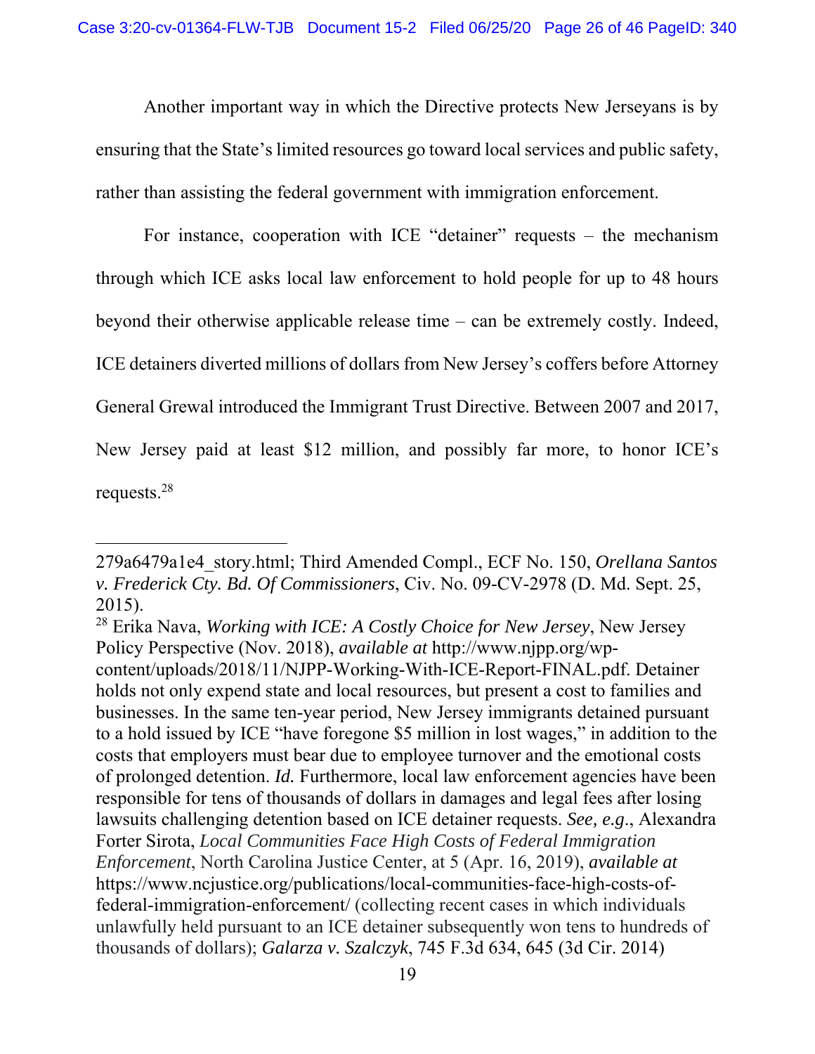Another important way in which the Directive protects New Jerseyans is by ensuring that the State's limited resources go toward local services and public safety, rather than assisting the federal government with immigration enforcement.

For instance, cooperation with ICE "detainer" requests – the mechanism through which ICE asks local law enforcement to hold people for up to 48 hours beyond their otherwise applicable release time – can be extremely costly. Indeed, ICE detainers diverted millions of dollars from New Jersey's coffers before Attorney General Grewal introduced the Immigrant Trust Directive. Between 2007 and 2017, New Jersey paid at least $12 million, and possibly far more, to honor ICE's requests.[28]

---

279a6479a1e4_story.html; Third Amended Compl., ECF No. 150, *Orellana Santos v. Frederick Cty. Bd. Of Commissioners*, Civ. No. 09-CV-2978 (D. Md. Sept. 25, 2015).

[28] Erika Nava, *Working with ICE: A Costly Choice for New Jersey*, New Jersey Policy Perspective (Nov. 2018), *available at* http://www.njpp.org/wp-content/uploads/2018/11/NJPP-Working-With-ICE-Report-FINAL.pdf. Detainer holds not only expend state and local resources, but present a cost to families and businesses. In the same ten-year period, New Jersey immigrants detained pursuant to a hold issued by ICE "have foregone $5 million in lost wages," in addition to the costs that employers must bear due to employee turnover and the emotional costs of prolonged detention. *Id.* Furthermore, local law enforcement agencies have been responsible for tens of thousands of dollars in damages and legal fees after losing lawsuits challenging detention based on ICE detainer requests. *See, e.g.*, Alexandra Forter Sirota, *Local Communities Face High Costs of Federal Immigration Enforcement*, North Carolina Justice Center, at 5 (Apr. 16, 2019), *available at* https://www.ncjustice.org/publications/local-communities-face-high-costs-of-federal-immigration-enforcement/ (collecting recent cases in which individuals unlawfully held pursuant to an ICE detainer subsequently won tens to hundreds of thousands of dollars); *Galarza v. Szalczyk*, 745 F.3d 634, 645 (3d Cir. 2014)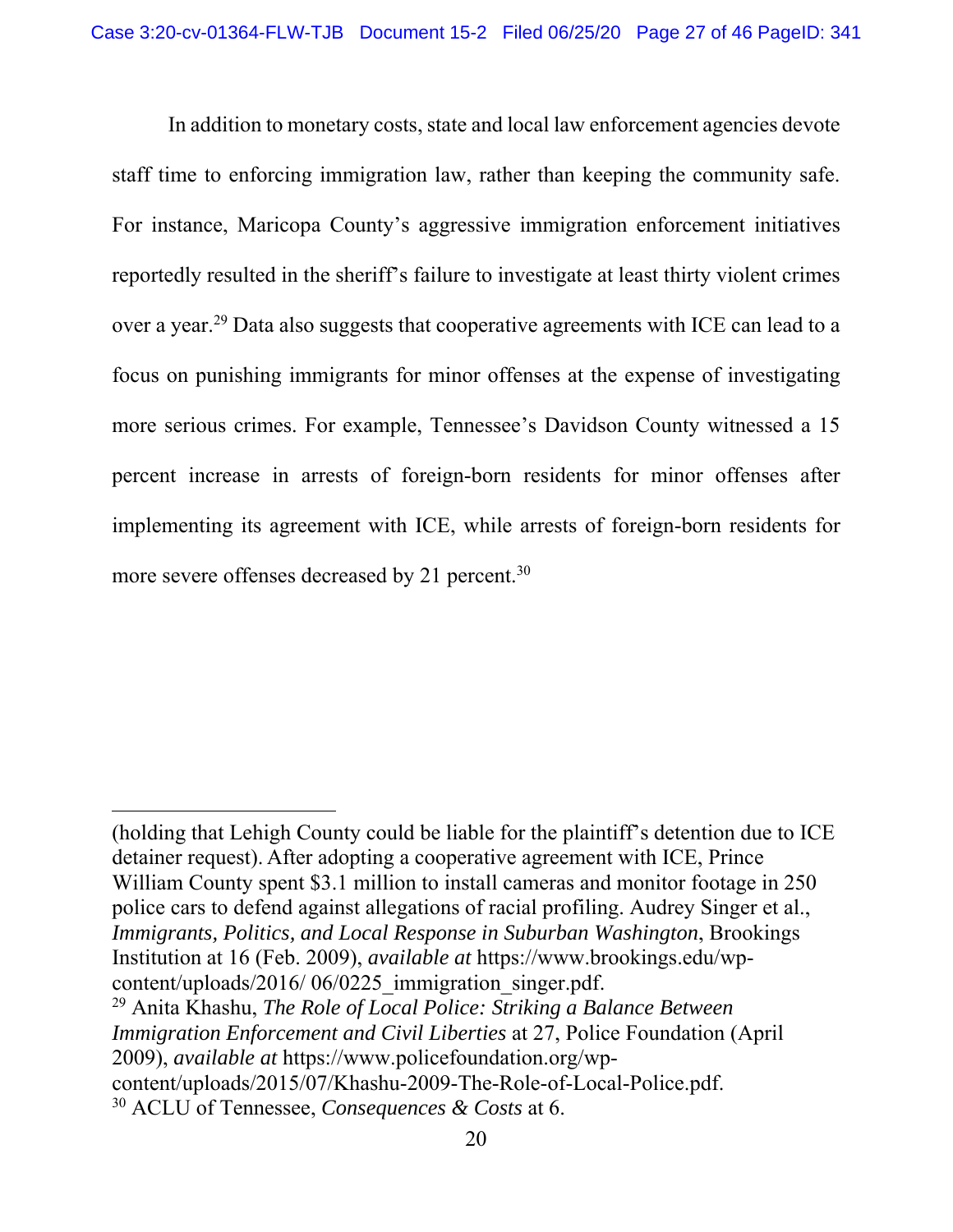In addition to monetary costs, state and local law enforcement agencies devote staff time to enforcing immigration law, rather than keeping the community safe. For instance, Maricopa County's aggressive immigration enforcement initiatives reportedly resulted in the sheriff's failure to investigate at least thirty violent crimes over a year.[29] Data also suggests that cooperative agreements with ICE can lead to a focus on punishing immigrants for minor offenses at the expense of investigating more serious crimes. For example, Tennessee's Davidson County witnessed a 15 percent increase in arrests of foreign-born residents for minor offenses after implementing its agreement with ICE, while arrests of foreign-born residents for more severe offenses decreased by 21 percent.[30]

---

(holding that Lehigh County could be liable for the plaintiff's detention due to ICE detainer request). After adopting a cooperative agreement with ICE, Prince William County spent $3.1 million to install cameras and monitor footage in 250 police cars to defend against allegations of racial profiling. Audrey Singer et al., *Immigrants, Politics, and Local Response in Suburban Washington*, Brookings Institution at 16 (Feb. 2009), *available at* https://www.brookings.edu/wp-content/uploads/2016/ 06/0225_immigration_singer.pdf.

[29] Anita Khashu, *The Role of Local Police: Striking a Balance Between Immigration Enforcement and Civil Liberties* at 27, Police Foundation (April 2009), *available at* https://www.policefoundation.org/wp-content/uploads/2015/07/Khashu-2009-The-Role-of-Local-Police.pdf.

[30] ACLU of Tennessee, *Consequences & Costs* at 6.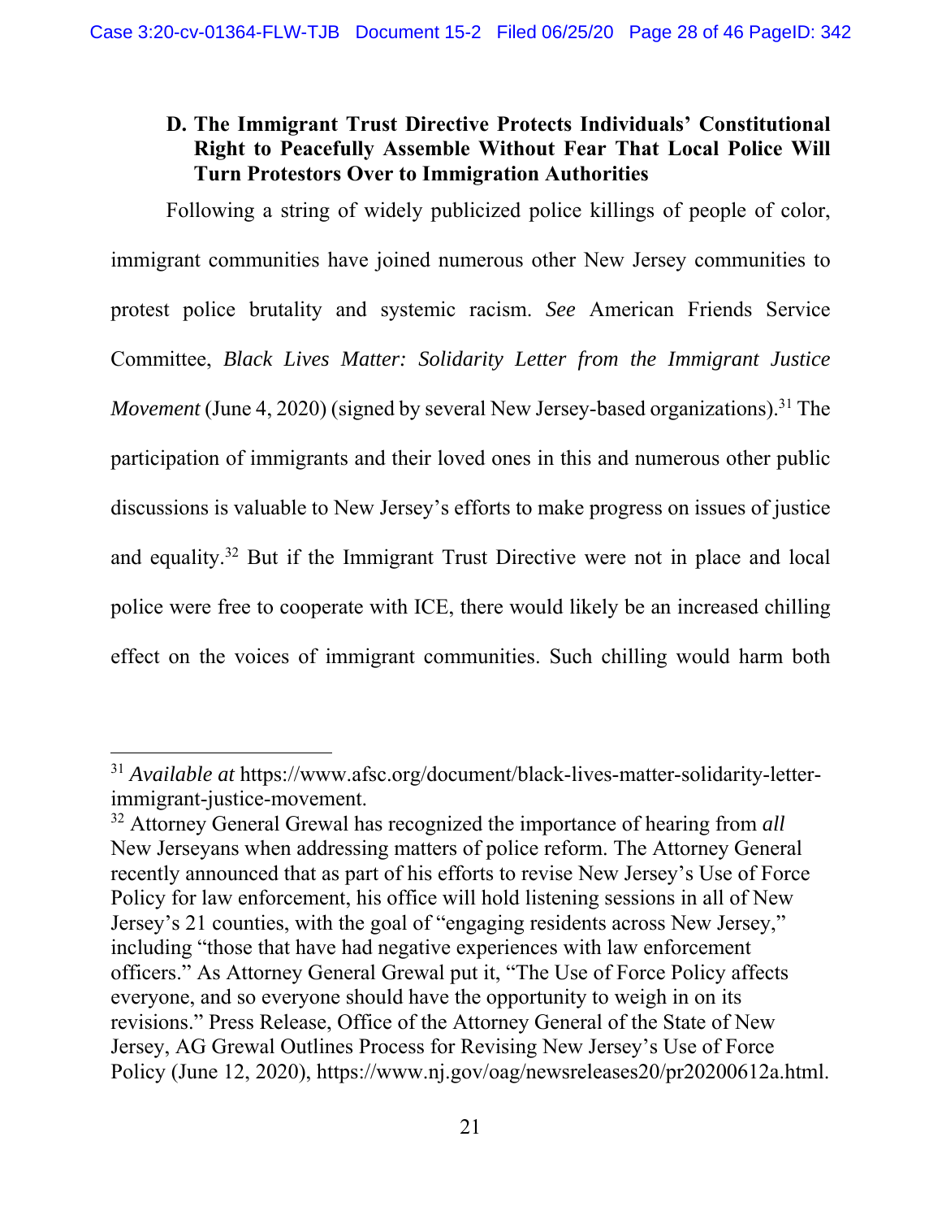### D. The Immigrant Trust Directive Protects Individuals' Constitutional Right to Peacefully Assemble Without Fear That Local Police Will Turn Protestors Over to Immigration Authorities

Following a string of widely publicized police killings of people of color, immigrant communities have joined numerous other New Jersey communities to protest police brutality and systemic racism. *See* American Friends Service Committee, *Black Lives Matter: Solidarity Letter from the Immigrant Justice Movement* (June 4, 2020) (signed by several New Jersey-based organizations).[31] The participation of immigrants and their loved ones in this and numerous other public discussions is valuable to New Jersey's efforts to make progress on issues of justice and equality.[32] But if the Immigrant Trust Directive were not in place and local police were free to cooperate with ICE, there would likely be an increased chilling effect on the voices of immigrant communities. Such chilling would harm both

---

[31] *Available at* https://www.afsc.org/document/black-lives-matter-solidarity-letter-immigrant-justice-movement.

[32] Attorney General Grewal has recognized the importance of hearing from *all* New Jerseyans when addressing matters of police reform. The Attorney General recently announced that as part of his efforts to revise New Jersey's Use of Force Policy for law enforcement, his office will hold listening sessions in all of New Jersey's 21 counties, with the goal of "engaging residents across New Jersey," including "those that have had negative experiences with law enforcement officers." As Attorney General Grewal put it, "The Use of Force Policy affects everyone, and so everyone should have the opportunity to weigh in on its revisions." Press Release, Office of the Attorney General of the State of New Jersey, AG Grewal Outlines Process for Revising New Jersey's Use of Force Policy (June 12, 2020), https://www.nj.gov/oag/newsreleases20/pr20200612a.html.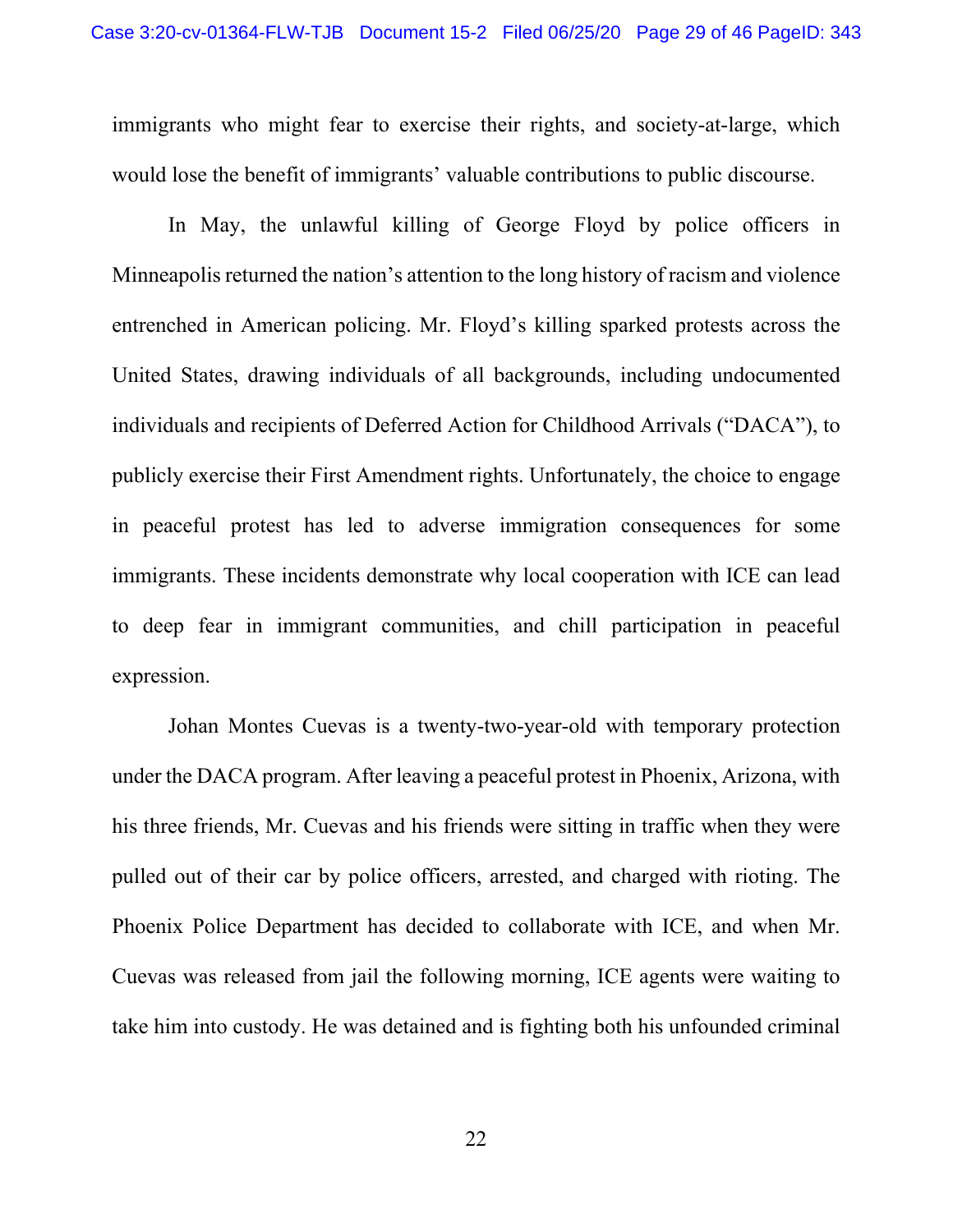immigrants who might fear to exercise their rights, and society-at-large, which would lose the benefit of immigrants' valuable contributions to public discourse.

In May, the unlawful killing of George Floyd by police officers in Minneapolis returned the nation's attention to the long history of racism and violence entrenched in American policing. Mr. Floyd's killing sparked protests across the United States, drawing individuals of all backgrounds, including undocumented individuals and recipients of Deferred Action for Childhood Arrivals ("DACA"), to publicly exercise their First Amendment rights. Unfortunately, the choice to engage in peaceful protest has led to adverse immigration consequences for some immigrants. These incidents demonstrate why local cooperation with ICE can lead to deep fear in immigrant communities, and chill participation in peaceful expression.

Johan Montes Cuevas is a twenty-two-year-old with temporary protection under the DACA program. After leaving a peaceful protest in Phoenix, Arizona, with his three friends, Mr. Cuevas and his friends were sitting in traffic when they were pulled out of their car by police officers, arrested, and charged with rioting. The Phoenix Police Department has decided to collaborate with ICE, and when Mr. Cuevas was released from jail the following morning, ICE agents were waiting to take him into custody. He was detained and is fighting both his unfounded criminal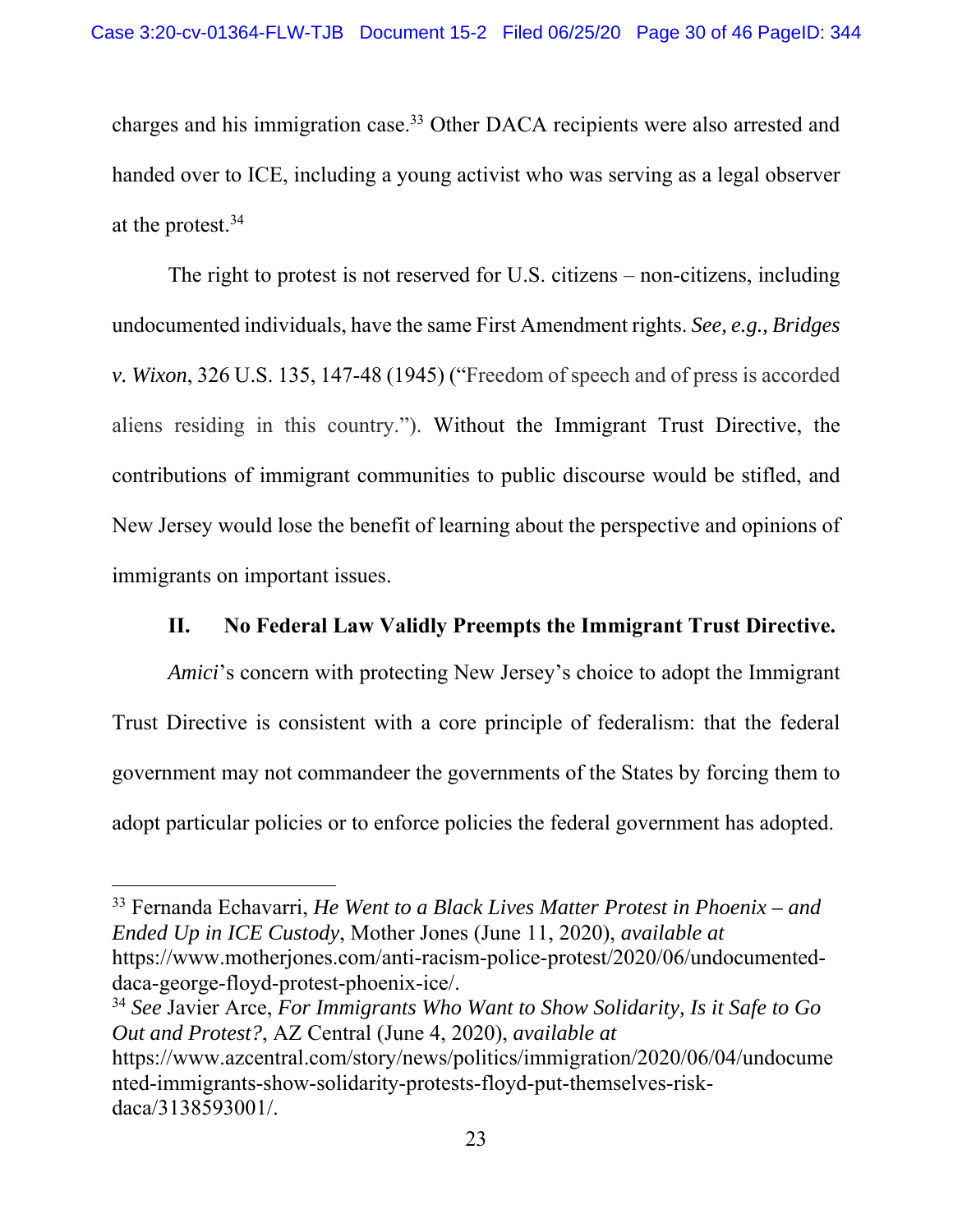charges and his immigration case.[33] Other DACA recipients were also arrested and handed over to ICE, including a young activist who was serving as a legal observer at the protest.[34]

The right to protest is not reserved for U.S. citizens – non-citizens, including undocumented individuals, have the same First Amendment rights. *See, e.g., Bridges v. Wixon*, 326 U.S. 135, 147-48 (1945) ("Freedom of speech and of press is accorded aliens residing in this country."). Without the Immigrant Trust Directive, the contributions of immigrant communities to public discourse would be stifled, and New Jersey would lose the benefit of learning about the perspective and opinions of immigrants on important issues.

## II. No Federal Law Validly Preempts the Immigrant Trust Directive.

*Amici*'s concern with protecting New Jersey's choice to adopt the Immigrant Trust Directive is consistent with a core principle of federalism: that the federal government may not commandeer the governments of the States by forcing them to adopt particular policies or to enforce policies the federal government has adopted.

---

[33] Fernanda Echavarri, *He Went to a Black Lives Matter Protest in Phoenix – and Ended Up in ICE Custody*, Mother Jones (June 11, 2020), *available at* https://www.motherjones.com/anti-racism-police-protest/2020/06/undocumented-daca-george-floyd-protest-phoenix-ice/.

[34] *See* Javier Arce, *For Immigrants Who Want to Show Solidarity, Is it Safe to Go Out and Protest?*, AZ Central (June 4, 2020), *available at* https://www.azcentral.com/story/news/politics/immigration/2020/06/04/undocumented-immigrants-show-solidarity-protests-floyd-put-themselves-risk-daca/3138593001/.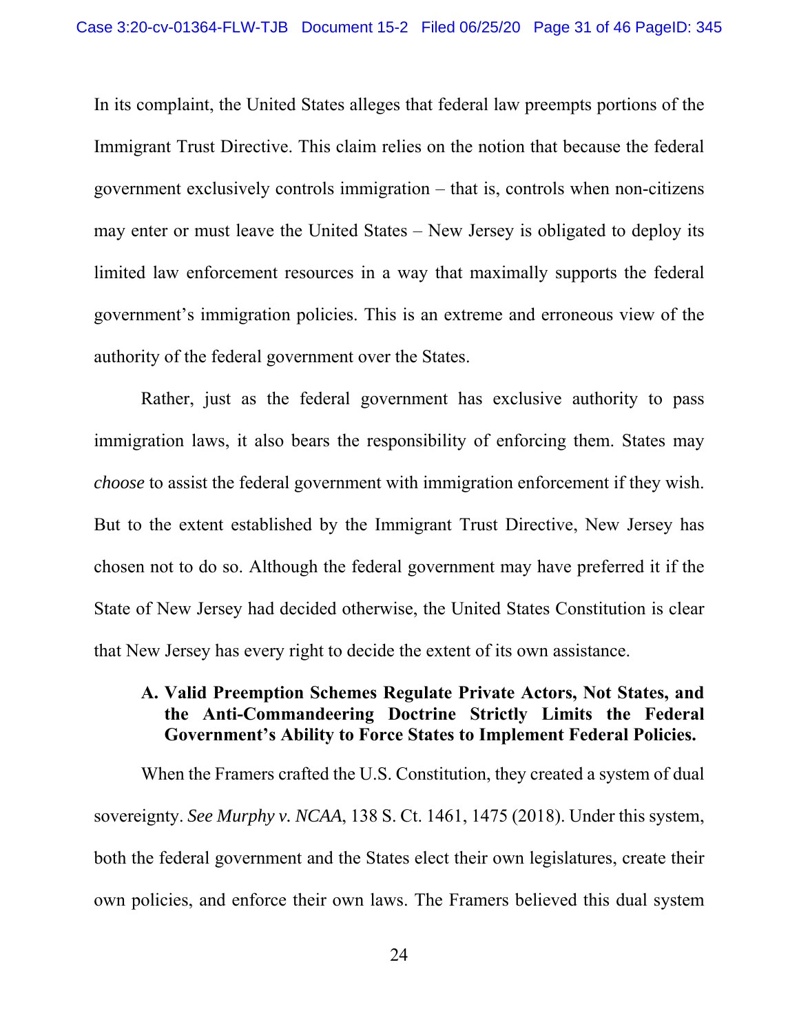In its complaint, the United States alleges that federal law preempts portions of the Immigrant Trust Directive. This claim relies on the notion that because the federal government exclusively controls immigration – that is, controls when non-citizens may enter or must leave the United States – New Jersey is obligated to deploy its limited law enforcement resources in a way that maximally supports the federal government's immigration policies. This is an extreme and erroneous view of the authority of the federal government over the States.

Rather, just as the federal government has exclusive authority to pass immigration laws, it also bears the responsibility of enforcing them. States may *choose* to assist the federal government with immigration enforcement if they wish. But to the extent established by the Immigrant Trust Directive, New Jersey has chosen not to do so. Although the federal government may have preferred it if the State of New Jersey had decided otherwise, the United States Constitution is clear that New Jersey has every right to decide the extent of its own assistance.

### A. Valid Preemption Schemes Regulate Private Actors, Not States, and the Anti-Commandeering Doctrine Strictly Limits the Federal Government's Ability to Force States to Implement Federal Policies.

When the Framers crafted the U.S. Constitution, they created a system of dual sovereignty. *See Murphy v. NCAA*, 138 S. Ct. 1461, 1475 (2018). Under this system, both the federal government and the States elect their own legislatures, create their own policies, and enforce their own laws. The Framers believed this dual system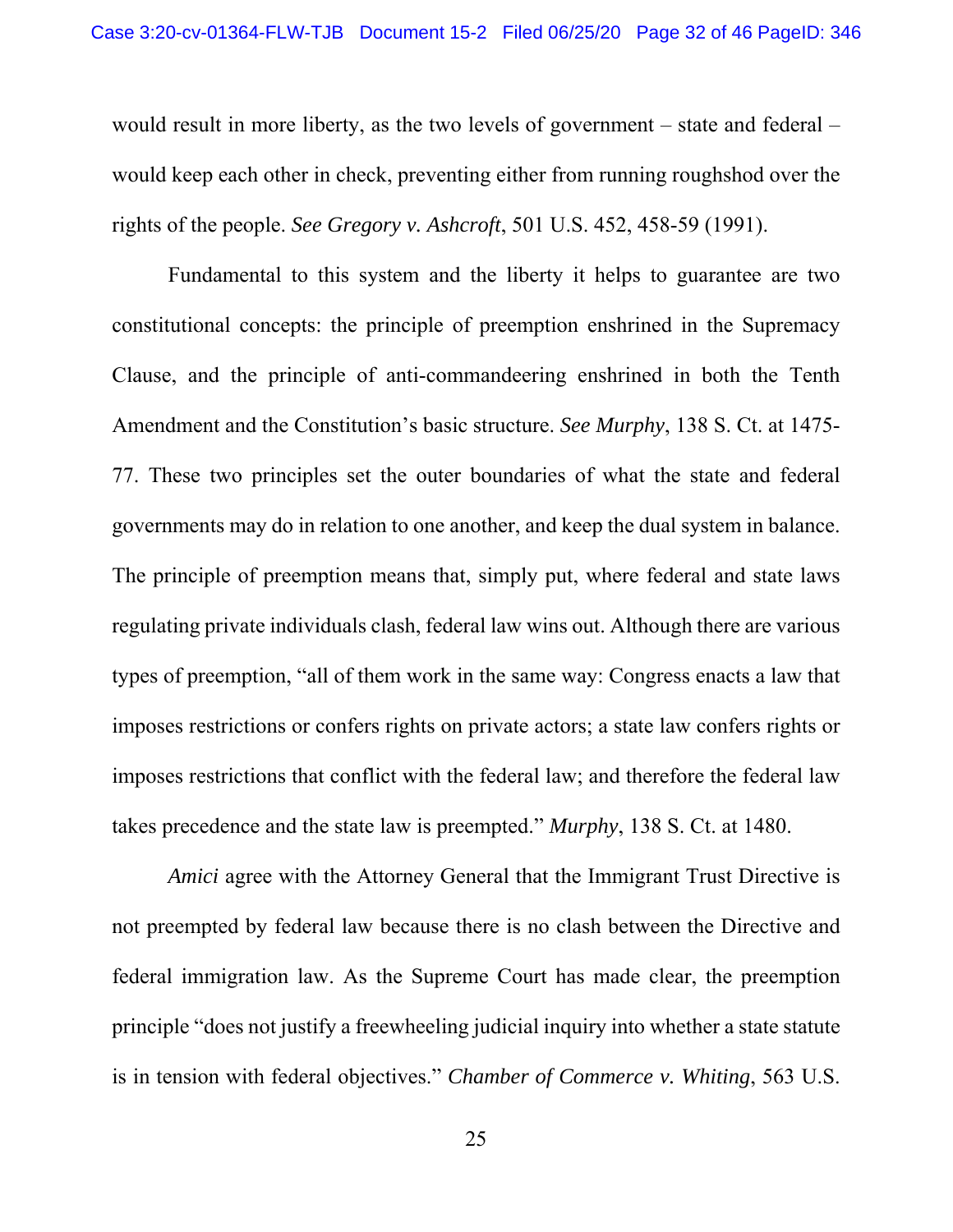would result in more liberty, as the two levels of government – state and federal – would keep each other in check, preventing either from running roughshod over the rights of the people. *See Gregory v. Ashcroft*, 501 U.S. 452, 458-59 (1991).

Fundamental to this system and the liberty it helps to guarantee are two constitutional concepts: the principle of preemption enshrined in the Supremacy Clause, and the principle of anti-commandeering enshrined in both the Tenth Amendment and the Constitution's basic structure. *See Murphy*, 138 S. Ct. at 1475-77. These two principles set the outer boundaries of what the state and federal governments may do in relation to one another, and keep the dual system in balance. The principle of preemption means that, simply put, where federal and state laws regulating private individuals clash, federal law wins out. Although there are various types of preemption, "all of them work in the same way: Congress enacts a law that imposes restrictions or confers rights on private actors; a state law confers rights or imposes restrictions that conflict with the federal law; and therefore the federal law takes precedence and the state law is preempted." *Murphy*, 138 S. Ct. at 1480.

*Amici* agree with the Attorney General that the Immigrant Trust Directive is not preempted by federal law because there is no clash between the Directive and federal immigration law. As the Supreme Court has made clear, the preemption principle "does not justify a freewheeling judicial inquiry into whether a state statute is in tension with federal objectives." *Chamber of Commerce v. Whiting*, 563 U.S.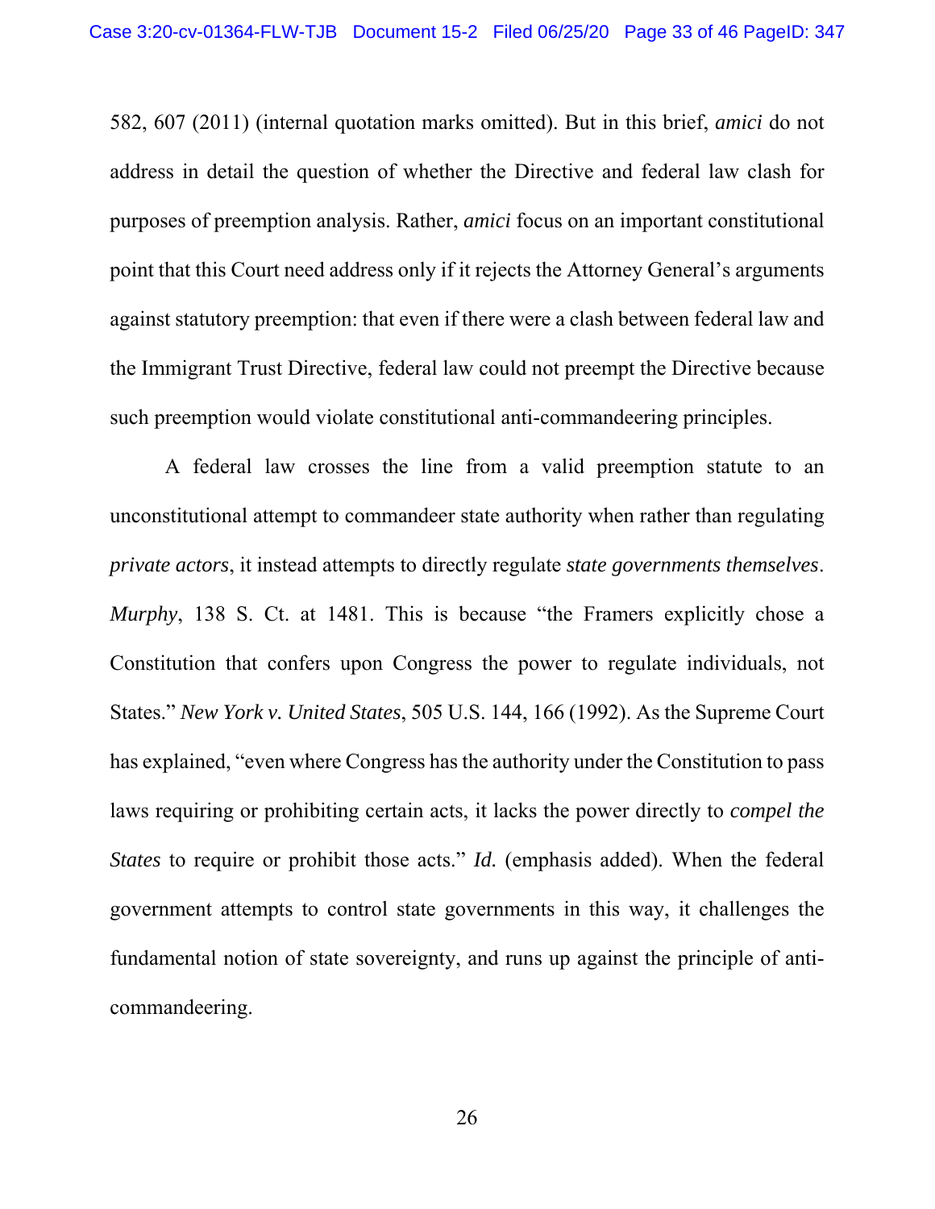582, 607 (2011) (internal quotation marks omitted). But in this brief, *amici* do not address in detail the question of whether the Directive and federal law clash for purposes of preemption analysis. Rather, *amici* focus on an important constitutional point that this Court need address only if it rejects the Attorney General's arguments against statutory preemption: that even if there were a clash between federal law and the Immigrant Trust Directive, federal law could not preempt the Directive because such preemption would violate constitutional anti-commandeering principles.

A federal law crosses the line from a valid preemption statute to an unconstitutional attempt to commandeer state authority when rather than regulating *private actors*, it instead attempts to directly regulate *state governments themselves*. *Murphy*, 138 S. Ct. at 1481. This is because "the Framers explicitly chose a Constitution that confers upon Congress the power to regulate individuals, not States." *New York v. United States*, 505 U.S. 144, 166 (1992). As the Supreme Court has explained, "even where Congress has the authority under the Constitution to pass laws requiring or prohibiting certain acts, it lacks the power directly to *compel the States* to require or prohibit those acts." *Id.* (emphasis added). When the federal government attempts to control state governments in this way, it challenges the fundamental notion of state sovereignty, and runs up against the principle of anti-commandeering.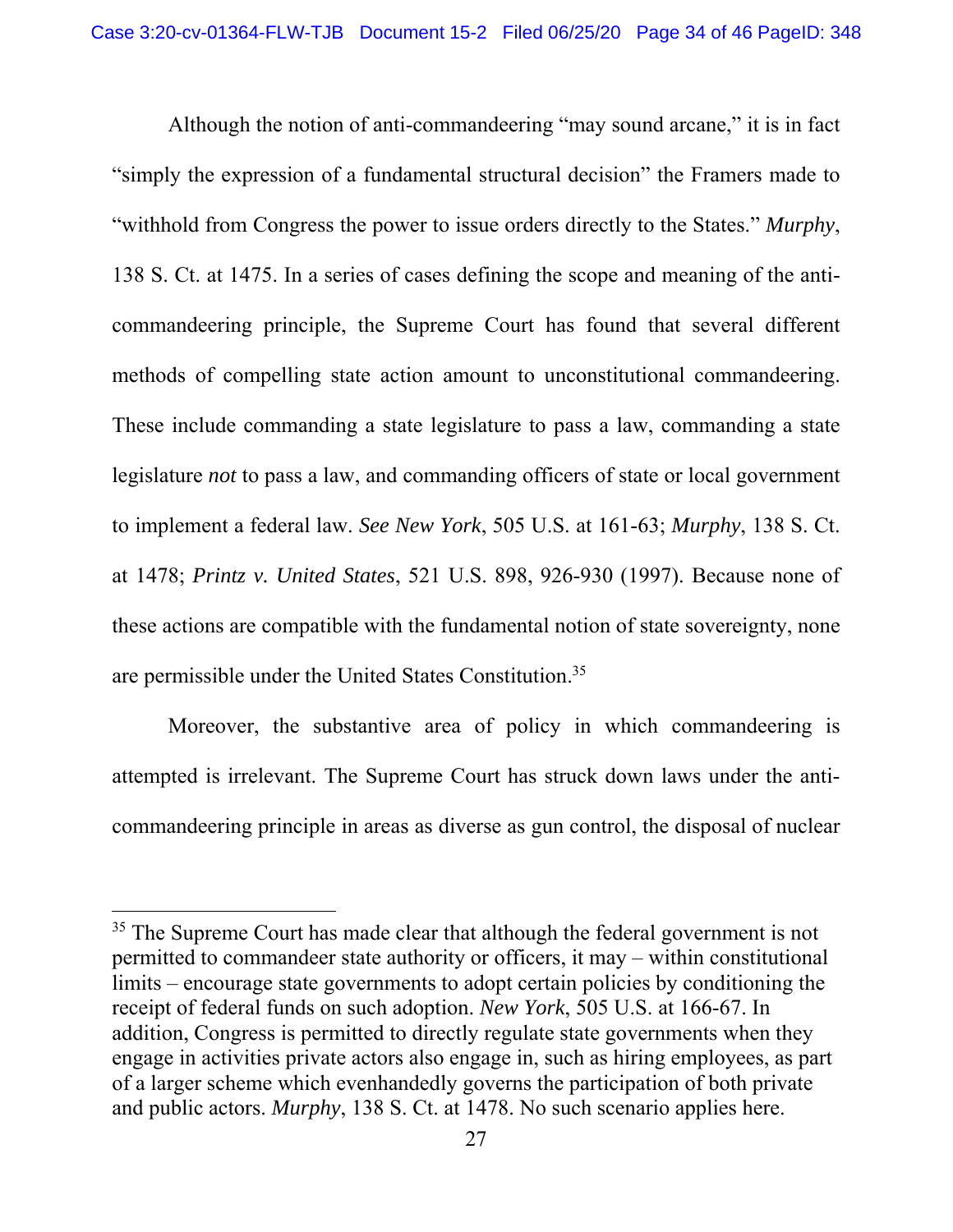Although the notion of anti-commandeering "may sound arcane," it is in fact "simply the expression of a fundamental structural decision" the Framers made to "withhold from Congress the power to issue orders directly to the States." *Murphy*, 138 S. Ct. at 1475. In a series of cases defining the scope and meaning of the anti-commandeering principle, the Supreme Court has found that several different methods of compelling state action amount to unconstitutional commandeering. These include commanding a state legislature to pass a law, commanding a state legislature *not* to pass a law, and commanding officers of state or local government to implement a federal law. *See New York*, 505 U.S. at 161-63; *Murphy*, 138 S. Ct. at 1478; *Printz v. United States*, 521 U.S. 898, 926-930 (1997). Because none of these actions are compatible with the fundamental notion of state sovereignty, none are permissible under the United States Constitution.[35]

Moreover, the substantive area of policy in which commandeering is attempted is irrelevant. The Supreme Court has struck down laws under the anti-commandeering principle in areas as diverse as gun control, the disposal of nuclear

---

[35] The Supreme Court has made clear that although the federal government is not permitted to commandeer state authority or officers, it may – within constitutional limits – encourage state governments to adopt certain policies by conditioning the receipt of federal funds on such adoption. *New York*, 505 U.S. at 166-67. In addition, Congress is permitted to directly regulate state governments when they engage in activities private actors also engage in, such as hiring employees, as part of a larger scheme which evenhandedly governs the participation of both private and public actors. *Murphy*, 138 S. Ct. at 1478. No such scenario applies here.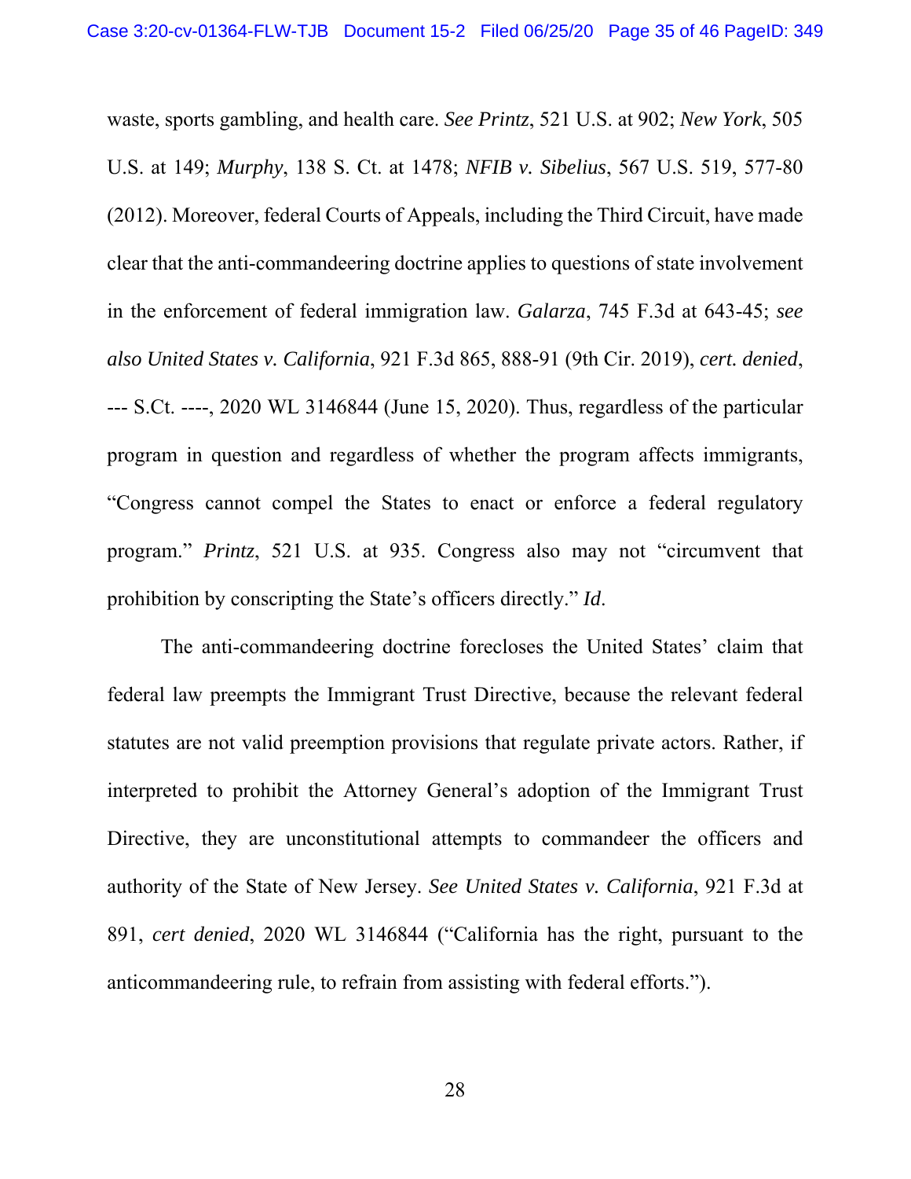waste, sports gambling, and health care. *See Printz*, 521 U.S. at 902; *New York*, 505 U.S. at 149; *Murphy*, 138 S. Ct. at 1478; *NFIB v. Sibelius*, 567 U.S. 519, 577-80 (2012). Moreover, federal Courts of Appeals, including the Third Circuit, have made clear that the anti-commandeering doctrine applies to questions of state involvement in the enforcement of federal immigration law. *Galarza*, 745 F.3d at 643-45; *see also United States v. California*, 921 F.3d 865, 888-91 (9th Cir. 2019), *cert. denied*, --- S.Ct. ----, 2020 WL 3146844 (June 15, 2020). Thus, regardless of the particular program in question and regardless of whether the program affects immigrants, "Congress cannot compel the States to enact or enforce a federal regulatory program." *Printz*, 521 U.S. at 935. Congress also may not "circumvent that prohibition by conscripting the State's officers directly." *Id*.

The anti-commandeering doctrine forecloses the United States' claim that federal law preempts the Immigrant Trust Directive, because the relevant federal statutes are not valid preemption provisions that regulate private actors. Rather, if interpreted to prohibit the Attorney General's adoption of the Immigrant Trust Directive, they are unconstitutional attempts to commandeer the officers and authority of the State of New Jersey. *See United States v. California*, 921 F.3d at 891, *cert denied*, 2020 WL 3146844 ("California has the right, pursuant to the anticommandeering rule, to refrain from assisting with federal efforts.").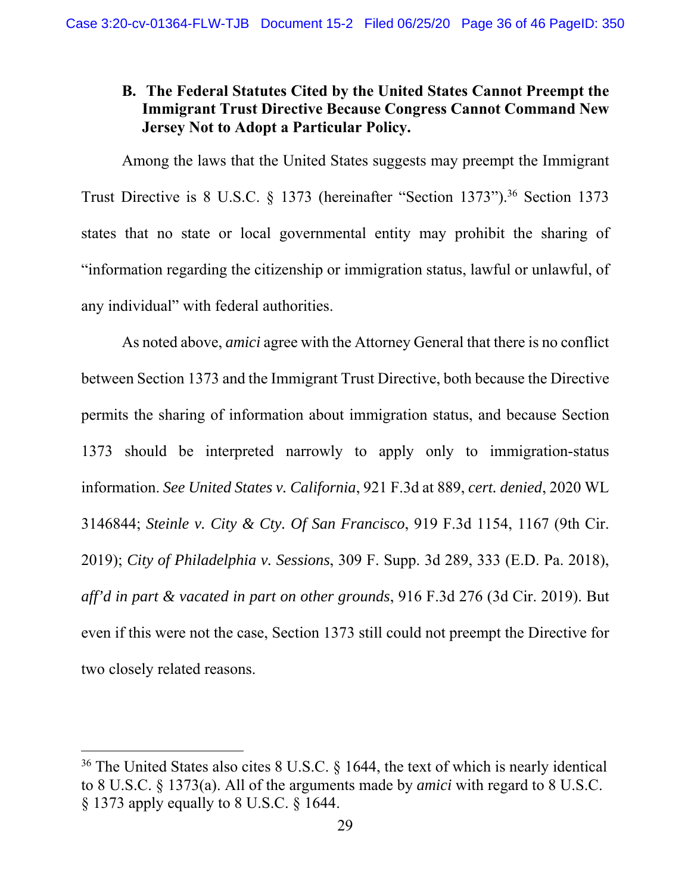### B. The Federal Statutes Cited by the United States Cannot Preempt the Immigrant Trust Directive Because Congress Cannot Command New Jersey Not to Adopt a Particular Policy.

Among the laws that the United States suggests may preempt the Immigrant Trust Directive is 8 U.S.C. § 1373 (hereinafter "Section 1373").[36] Section 1373 states that no state or local governmental entity may prohibit the sharing of "information regarding the citizenship or immigration status, lawful or unlawful, of any individual" with federal authorities.

As noted above, *amici* agree with the Attorney General that there is no conflict between Section 1373 and the Immigrant Trust Directive, both because the Directive permits the sharing of information about immigration status, and because Section 1373 should be interpreted narrowly to apply only to immigration-status information. *See United States v. California*, 921 F.3d at 889, *cert. denied*, 2020 WL 3146844; *Steinle v. City & Cty. Of San Francisco*, 919 F.3d 1154, 1167 (9th Cir. 2019); *City of Philadelphia v. Sessions*, 309 F. Supp. 3d 289, 333 (E.D. Pa. 2018), *aff'd in part & vacated in part on other grounds*, 916 F.3d 276 (3d Cir. 2019). But even if this were not the case, Section 1373 still could not preempt the Directive for two closely related reasons.

[36] The United States also cites 8 U.S.C. § 1644, the text of which is nearly identical to 8 U.S.C. § 1373(a). All of the arguments made by *amici* with regard to 8 U.S.C. § 1373 apply equally to 8 U.S.C. § 1644.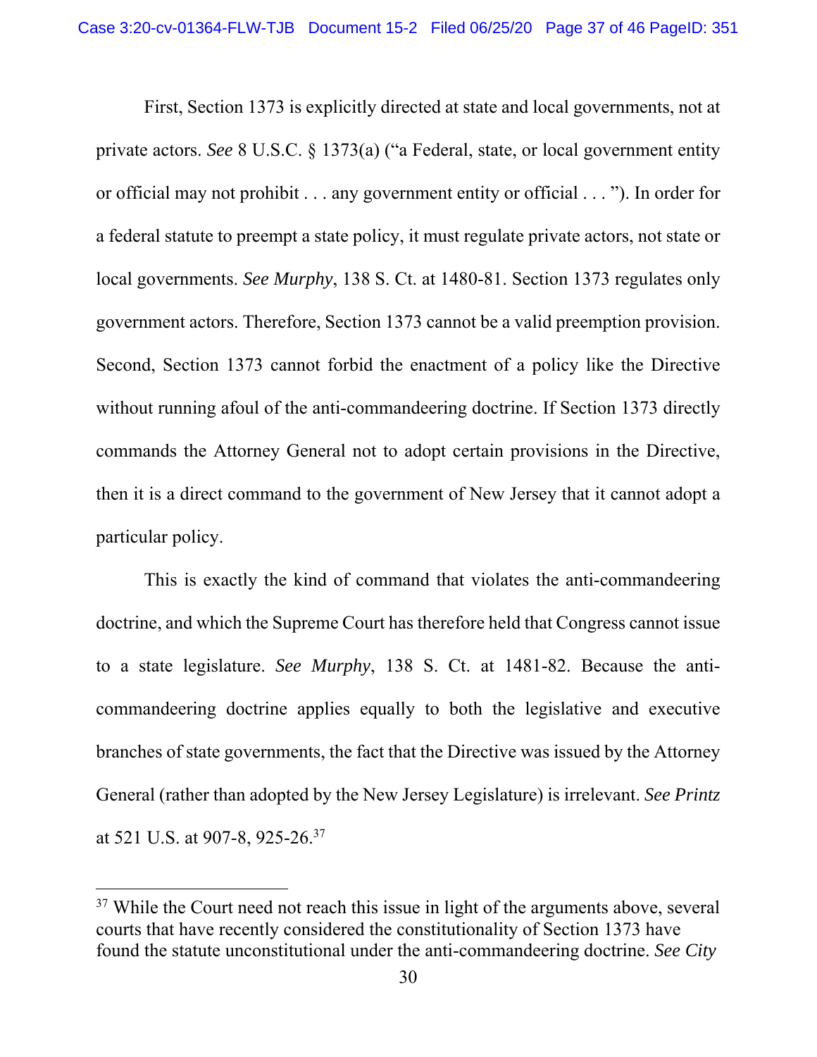First, Section 1373 is explicitly directed at state and local governments, not at private actors. *See* 8 U.S.C. § 1373(a) ("a Federal, state, or local government entity or official may not prohibit . . . any government entity or official . . . "). In order for a federal statute to preempt a state policy, it must regulate private actors, not state or local governments. *See Murphy*, 138 S. Ct. at 1480-81. Section 1373 regulates only government actors. Therefore, Section 1373 cannot be a valid preemption provision. Second, Section 1373 cannot forbid the enactment of a policy like the Directive without running afoul of the anti-commandeering doctrine. If Section 1373 directly commands the Attorney General not to adopt certain provisions in the Directive, then it is a direct command to the government of New Jersey that it cannot adopt a particular policy.

This is exactly the kind of command that violates the anti-commandeering doctrine, and which the Supreme Court has therefore held that Congress cannot issue to a state legislature. *See Murphy*, 138 S. Ct. at 1481-82. Because the anti-commandeering doctrine applies equally to both the legislative and executive branches of state governments, the fact that the Directive was issued by the Attorney General (rather than adopted by the New Jersey Legislature) is irrelevant. *See Printz* at 521 U.S. at 907-8, 925-26.[37]

---

[37] While the Court need not reach this issue in light of the arguments above, several courts that have recently considered the constitutionality of Section 1373 have found the statute unconstitutional under the anti-commandeering doctrine. *See City*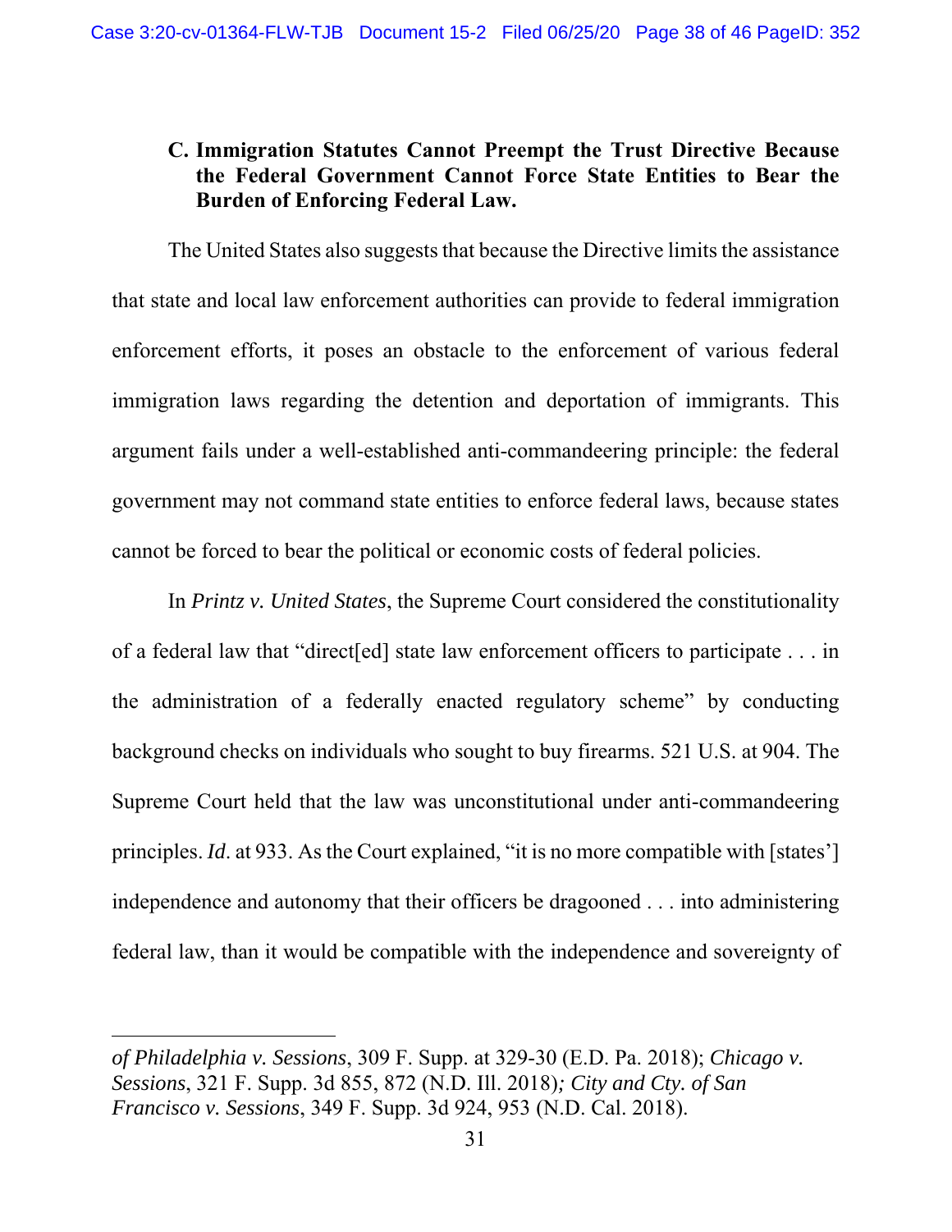### C. Immigration Statutes Cannot Preempt the Trust Directive Because the Federal Government Cannot Force State Entities to Bear the Burden of Enforcing Federal Law.

The United States also suggests that because the Directive limits the assistance that state and local law enforcement authorities can provide to federal immigration enforcement efforts, it poses an obstacle to the enforcement of various federal immigration laws regarding the detention and deportation of immigrants. This argument fails under a well-established anti-commandeering principle: the federal government may not command state entities to enforce federal laws, because states cannot be forced to bear the political or economic costs of federal policies.

In *Printz v. United States*, the Supreme Court considered the constitutionality of a federal law that "direct[ed] state law enforcement officers to participate . . . in the administration of a federally enacted regulatory scheme" by conducting background checks on individuals who sought to buy firearms. 521 U.S. at 904. The Supreme Court held that the law was unconstitutional under anti-commandeering principles. *Id*. at 933. As the Court explained, "it is no more compatible with [states'] independence and autonomy that their officers be dragooned . . . into administering federal law, than it would be compatible with the independence and sovereignty of

---

*of Philadelphia v. Sessions*, 309 F. Supp. at 329-30 (E.D. Pa. 2018); *Chicago v. Sessions*, 321 F. Supp. 3d 855, 872 (N.D. Ill. 2018); *City and Cty. of San Francisco v. Sessions*, 349 F. Supp. 3d 924, 953 (N.D. Cal. 2018).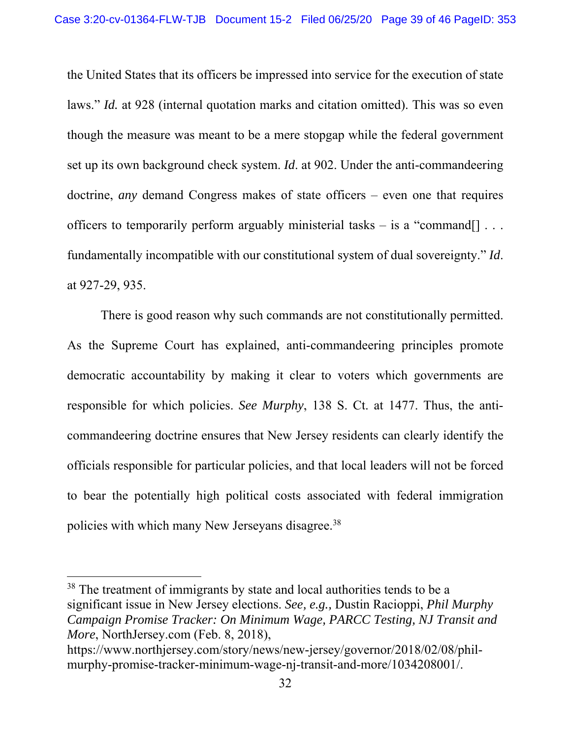the United States that its officers be impressed into service for the execution of state laws." *Id.* at 928 (internal quotation marks and citation omitted). This was so even though the measure was meant to be a mere stopgap while the federal government set up its own background check system. *Id*. at 902. Under the anti-commandeering doctrine, *any* demand Congress makes of state officers – even one that requires officers to temporarily perform arguably ministerial tasks – is a "command[] . . . fundamentally incompatible with our constitutional system of dual sovereignty." *Id*. at 927-29, 935.

There is good reason why such commands are not constitutionally permitted. As the Supreme Court has explained, anti-commandeering principles promote democratic accountability by making it clear to voters which governments are responsible for which policies. *See Murphy*, 138 S. Ct. at 1477. Thus, the anti-commandeering doctrine ensures that New Jersey residents can clearly identify the officials responsible for particular policies, and that local leaders will not be forced to bear the potentially high political costs associated with federal immigration policies with which many New Jerseyans disagree.[38]

---

[38] The treatment of immigrants by state and local authorities tends to be a significant issue in New Jersey elections. *See, e.g.,* Dustin Racioppi, *Phil Murphy Campaign Promise Tracker: On Minimum Wage, PARCC Testing, NJ Transit and More*, NorthJersey.com (Feb. 8, 2018), https://www.northjersey.com/story/news/new-jersey/governor/2018/02/08/phil-murphy-promise-tracker-minimum-wage-nj-transit-and-more/1034208001/.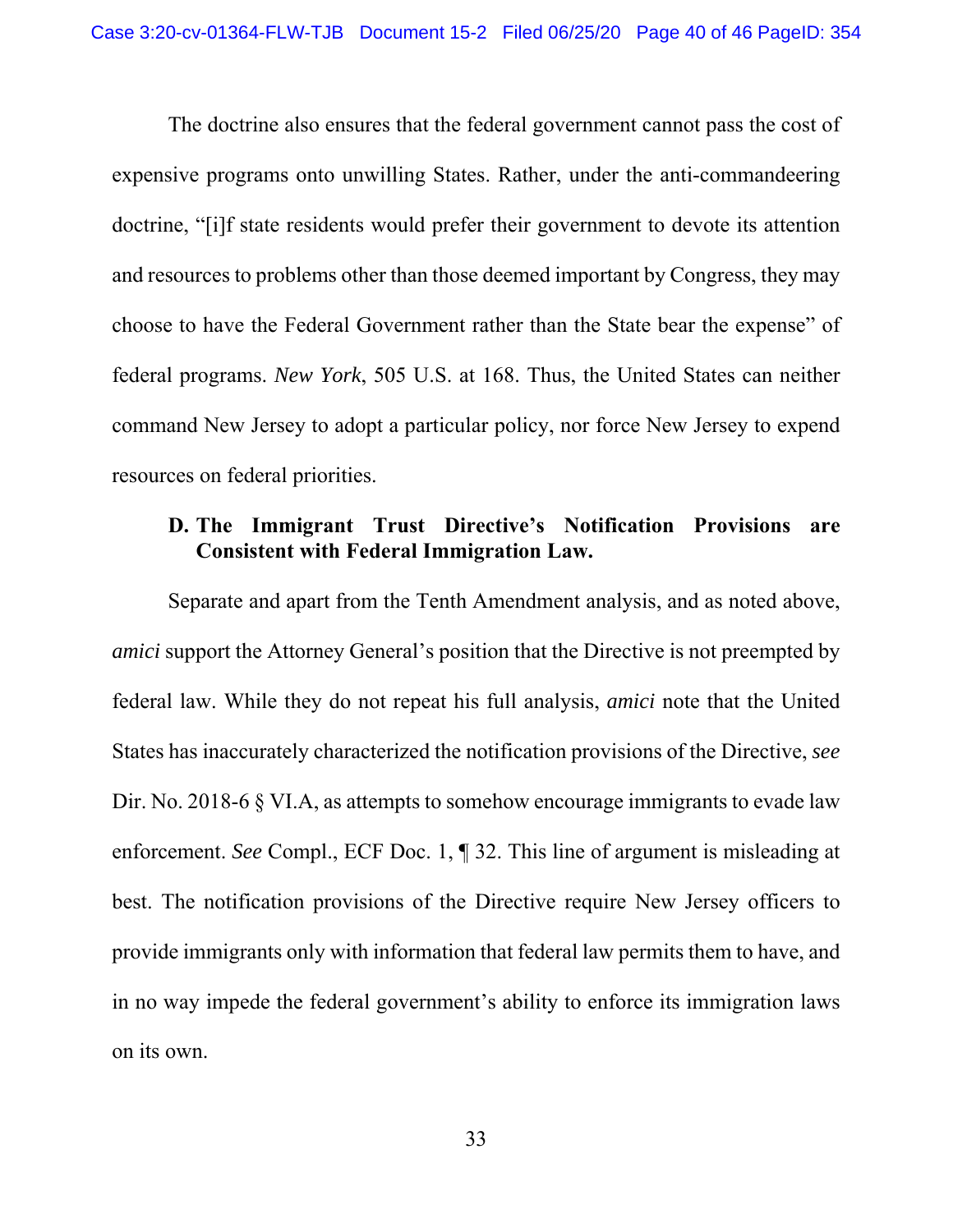The doctrine also ensures that the federal government cannot pass the cost of expensive programs onto unwilling States. Rather, under the anti-commandeering doctrine, "[i]f state residents would prefer their government to devote its attention and resources to problems other than those deemed important by Congress, they may choose to have the Federal Government rather than the State bear the expense" of federal programs. *New York*, 505 U.S. at 168. Thus, the United States can neither command New Jersey to adopt a particular policy, nor force New Jersey to expend resources on federal priorities.

### D. The Immigrant Trust Directive's Notification Provisions are Consistent with Federal Immigration Law.

Separate and apart from the Tenth Amendment analysis, and as noted above, *amici* support the Attorney General's position that the Directive is not preempted by federal law. While they do not repeat his full analysis, *amici* note that the United States has inaccurately characterized the notification provisions of the Directive, *see* Dir. No. 2018-6 § VI.A, as attempts to somehow encourage immigrants to evade law enforcement. *See* Compl., ECF Doc. 1, ¶ 32. This line of argument is misleading at best. The notification provisions of the Directive require New Jersey officers to provide immigrants only with information that federal law permits them to have, and in no way impede the federal government's ability to enforce its immigration laws on its own.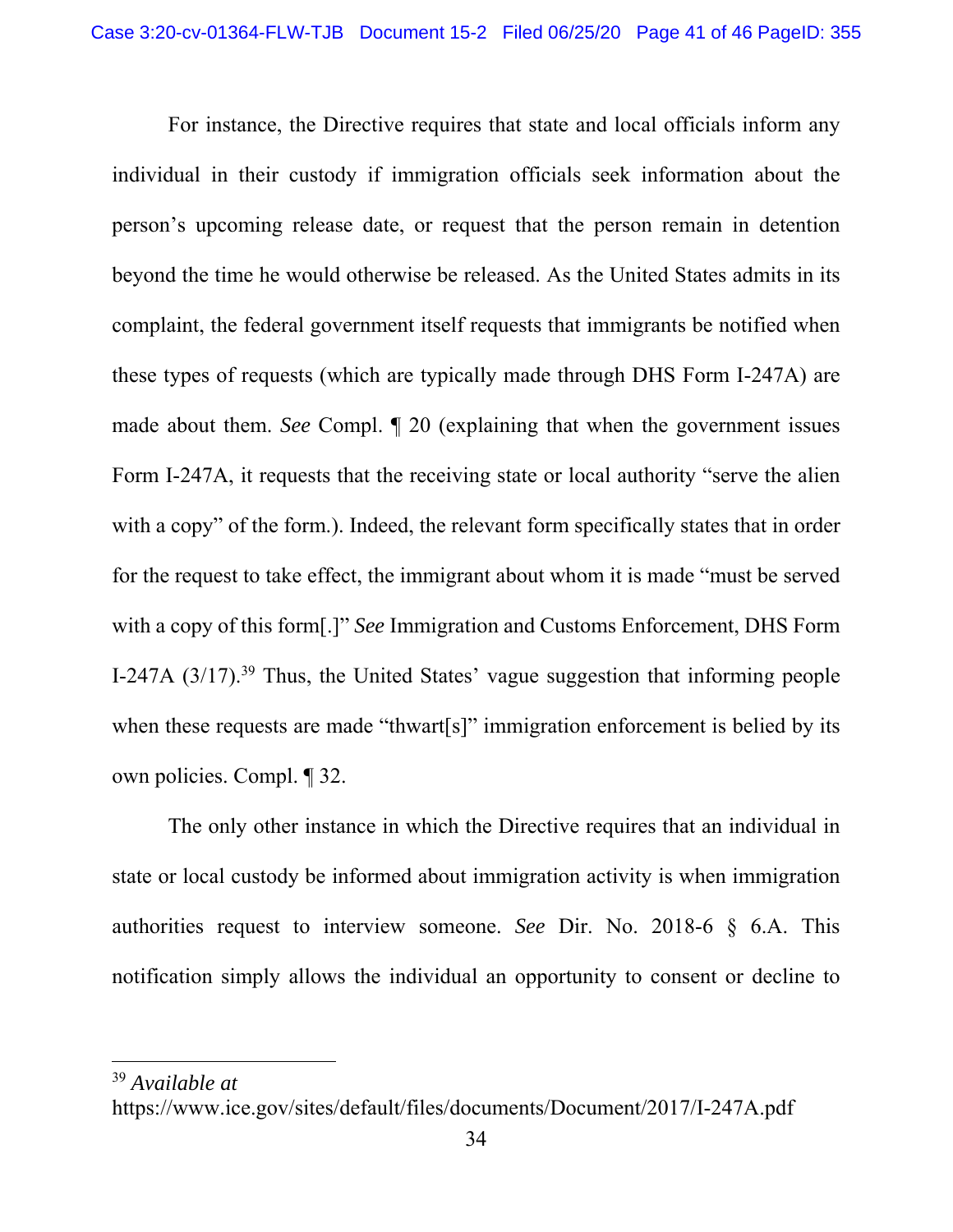For instance, the Directive requires that state and local officials inform any individual in their custody if immigration officials seek information about the person's upcoming release date, or request that the person remain in detention beyond the time he would otherwise be released. As the United States admits in its complaint, the federal government itself requests that immigrants be notified when these types of requests (which are typically made through DHS Form I-247A) are made about them. *See* Compl. ¶ 20 (explaining that when the government issues Form I-247A, it requests that the receiving state or local authority "serve the alien with a copy" of the form.). Indeed, the relevant form specifically states that in order for the request to take effect, the immigrant about whom it is made "must be served with a copy of this form[.]" *See* Immigration and Customs Enforcement, DHS Form I-247A (3/17).[39] Thus, the United States' vague suggestion that informing people when these requests are made "thwart[s]" immigration enforcement is belied by its own policies. Compl. ¶ 32.

The only other instance in which the Directive requires that an individual in state or local custody be informed about immigration activity is when immigration authorities request to interview someone. *See* Dir. No. 2018-6 § 6.A. This notification simply allows the individual an opportunity to consent or decline to

---

[39] *Available at* https://www.ice.gov/sites/default/files/documents/Document/2017/I-247A.pdf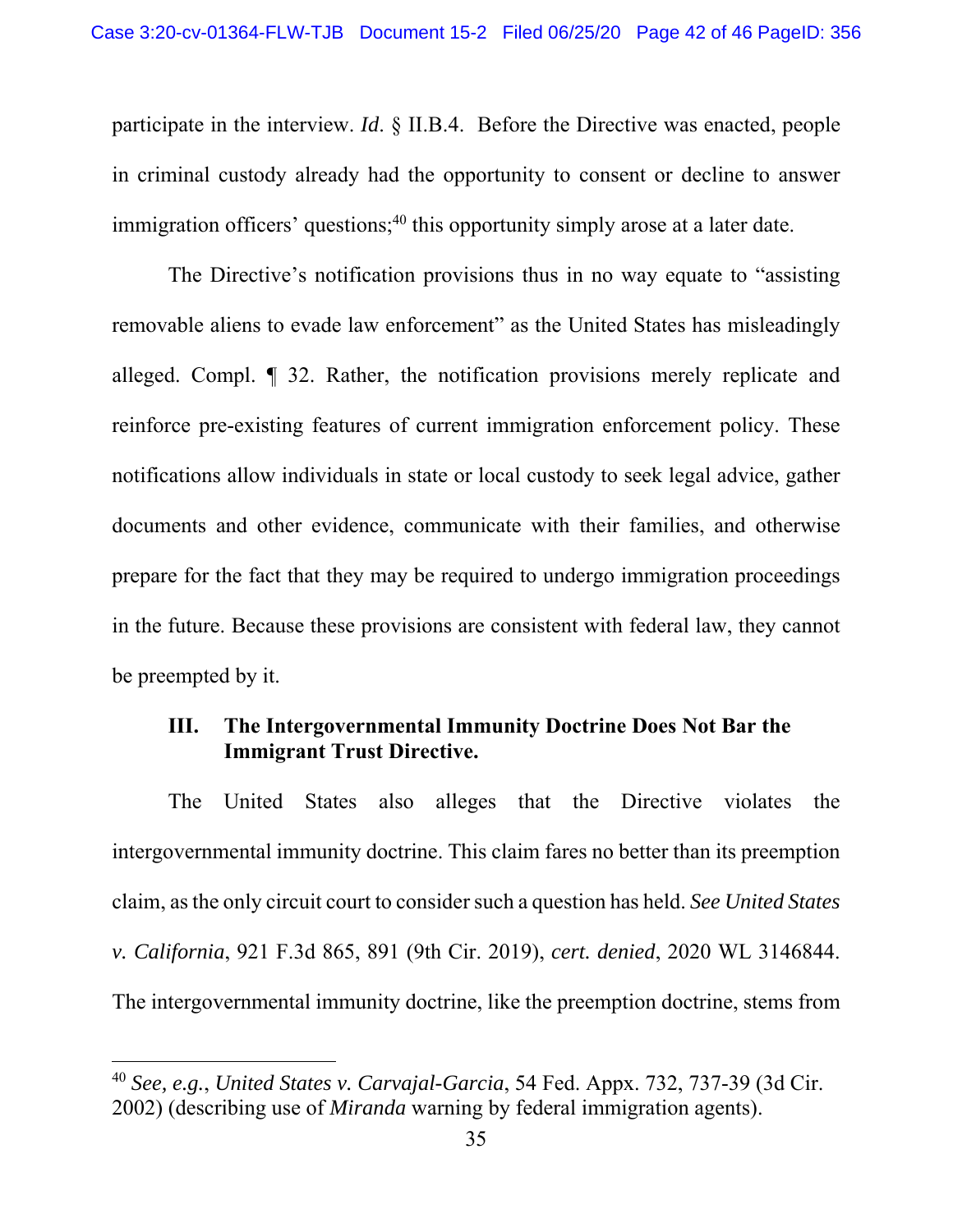participate in the interview. *Id*. § II.B.4. Before the Directive was enacted, people in criminal custody already had the opportunity to consent or decline to answer immigration officers' questions;[40] this opportunity simply arose at a later date.

The Directive's notification provisions thus in no way equate to "assisting removable aliens to evade law enforcement" as the United States has misleadingly alleged. Compl. ¶ 32. Rather, the notification provisions merely replicate and reinforce pre-existing features of current immigration enforcement policy. These notifications allow individuals in state or local custody to seek legal advice, gather documents and other evidence, communicate with their families, and otherwise prepare for the fact that they may be required to undergo immigration proceedings in the future. Because these provisions are consistent with federal law, they cannot be preempted by it.

### III. The Intergovernmental Immunity Doctrine Does Not Bar the Immigrant Trust Directive.

The United States also alleges that the Directive violates the intergovernmental immunity doctrine. This claim fares no better than its preemption claim, as the only circuit court to consider such a question has held. *See United States v. California*, 921 F.3d 865, 891 (9th Cir. 2019), *cert. denied*, 2020 WL 3146844. The intergovernmental immunity doctrine, like the preemption doctrine, stems from

---

[40] *See, e.g.*, *United States v. Carvajal-Garcia*, 54 Fed. Appx. 732, 737-39 (3d Cir. 2002) (describing use of *Miranda* warning by federal immigration agents).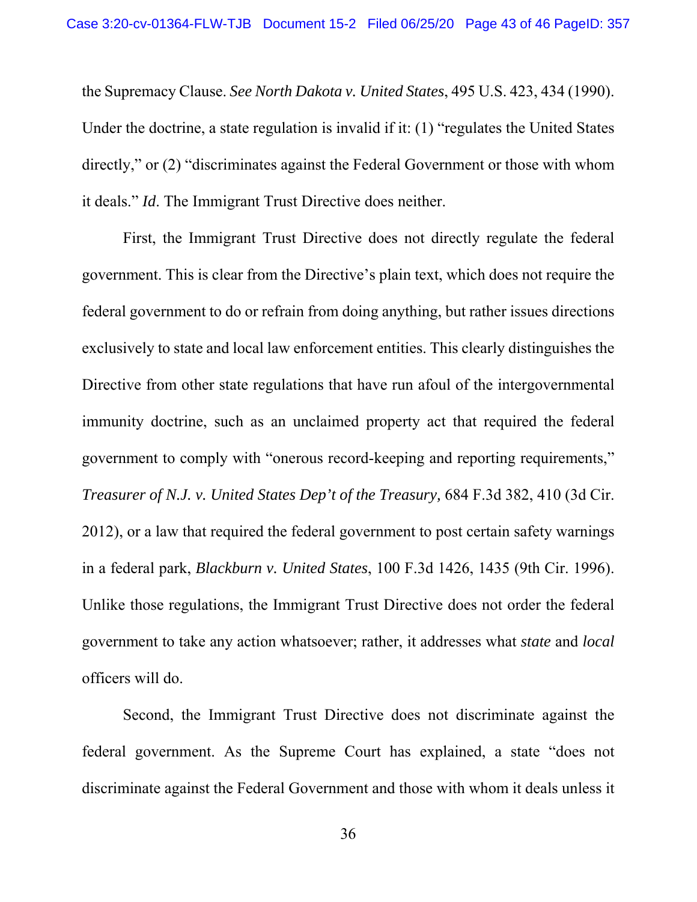the Supremacy Clause. *See North Dakota v. United States*, 495 U.S. 423, 434 (1990). Under the doctrine, a state regulation is invalid if it: (1) "regulates the United States directly," or (2) "discriminates against the Federal Government or those with whom it deals." *Id*. The Immigrant Trust Directive does neither.

First, the Immigrant Trust Directive does not directly regulate the federal government. This is clear from the Directive's plain text, which does not require the federal government to do or refrain from doing anything, but rather issues directions exclusively to state and local law enforcement entities. This clearly distinguishes the Directive from other state regulations that have run afoul of the intergovernmental immunity doctrine, such as an unclaimed property act that required the federal government to comply with "onerous record-keeping and reporting requirements," *Treasurer of N.J. v. United States Dep't of the Treasury,* 684 F.3d 382, 410 (3d Cir. 2012), or a law that required the federal government to post certain safety warnings in a federal park, *Blackburn v. United States*, 100 F.3d 1426, 1435 (9th Cir. 1996). Unlike those regulations, the Immigrant Trust Directive does not order the federal government to take any action whatsoever; rather, it addresses what *state* and *local* officers will do.

Second, the Immigrant Trust Directive does not discriminate against the federal government. As the Supreme Court has explained, a state "does not discriminate against the Federal Government and those with whom it deals unless it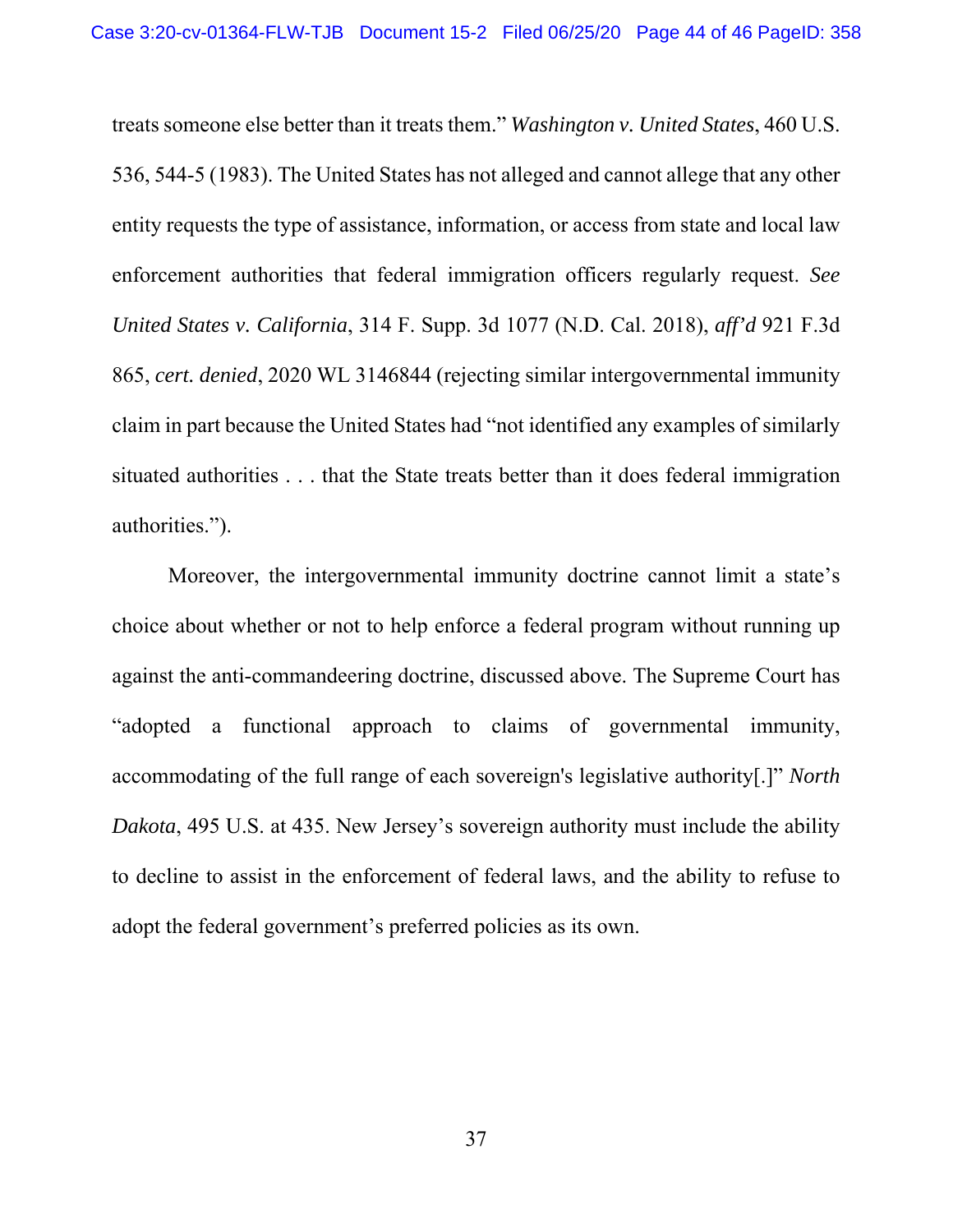treats someone else better than it treats them." *Washington v. United States*, 460 U.S. 536, 544-5 (1983). The United States has not alleged and cannot allege that any other entity requests the type of assistance, information, or access from state and local law enforcement authorities that federal immigration officers regularly request. *See United States v. California*, 314 F. Supp. 3d 1077 (N.D. Cal. 2018), *aff'd* 921 F.3d 865, *cert. denied*, 2020 WL 3146844 (rejecting similar intergovernmental immunity claim in part because the United States had "not identified any examples of similarly situated authorities . . . that the State treats better than it does federal immigration authorities.").

Moreover, the intergovernmental immunity doctrine cannot limit a state's choice about whether or not to help enforce a federal program without running up against the anti-commandeering doctrine, discussed above. The Supreme Court has "adopted a functional approach to claims of governmental immunity, accommodating of the full range of each sovereign's legislative authority[.]" *North Dakota*, 495 U.S. at 435. New Jersey's sovereign authority must include the ability to decline to assist in the enforcement of federal laws, and the ability to refuse to adopt the federal government's preferred policies as its own.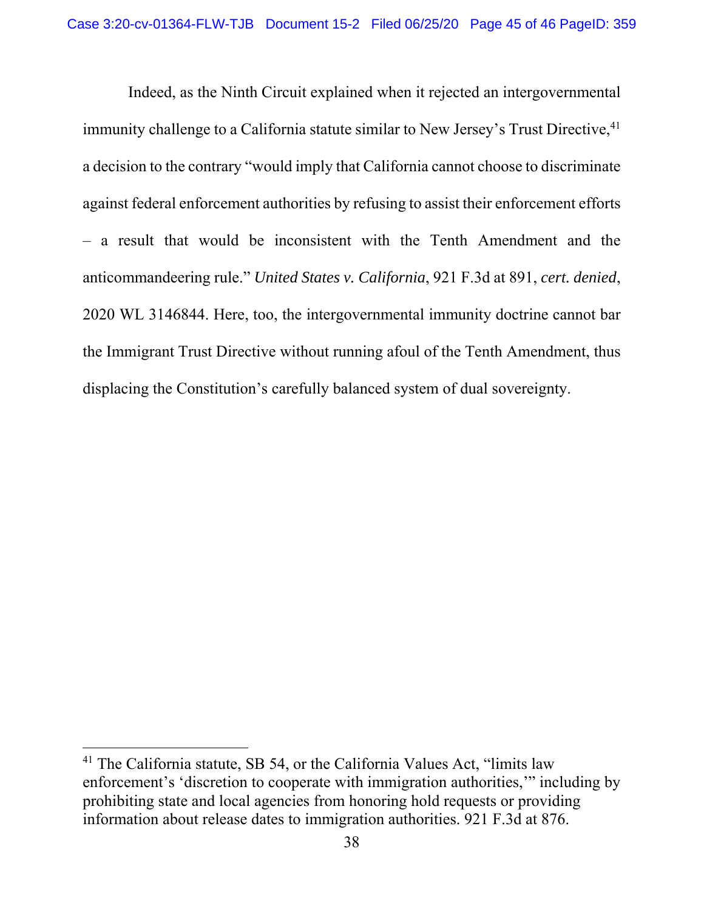Indeed, as the Ninth Circuit explained when it rejected an intergovernmental immunity challenge to a California statute similar to New Jersey's Trust Directive,[41] a decision to the contrary "would imply that California cannot choose to discriminate against federal enforcement authorities by refusing to assist their enforcement efforts – a result that would be inconsistent with the Tenth Amendment and the anticommandeering rule." *United States v. California*, 921 F.3d at 891, *cert. denied*, 2020 WL 3146844. Here, too, the intergovernmental immunity doctrine cannot bar the Immigrant Trust Directive without running afoul of the Tenth Amendment, thus displacing the Constitution's carefully balanced system of dual sovereignty.

---

[41] The California statute, SB 54, or the California Values Act, "limits law enforcement's 'discretion to cooperate with immigration authorities,'" including by prohibiting state and local agencies from honoring hold requests or providing information about release dates to immigration authorities. 921 F.3d at 876.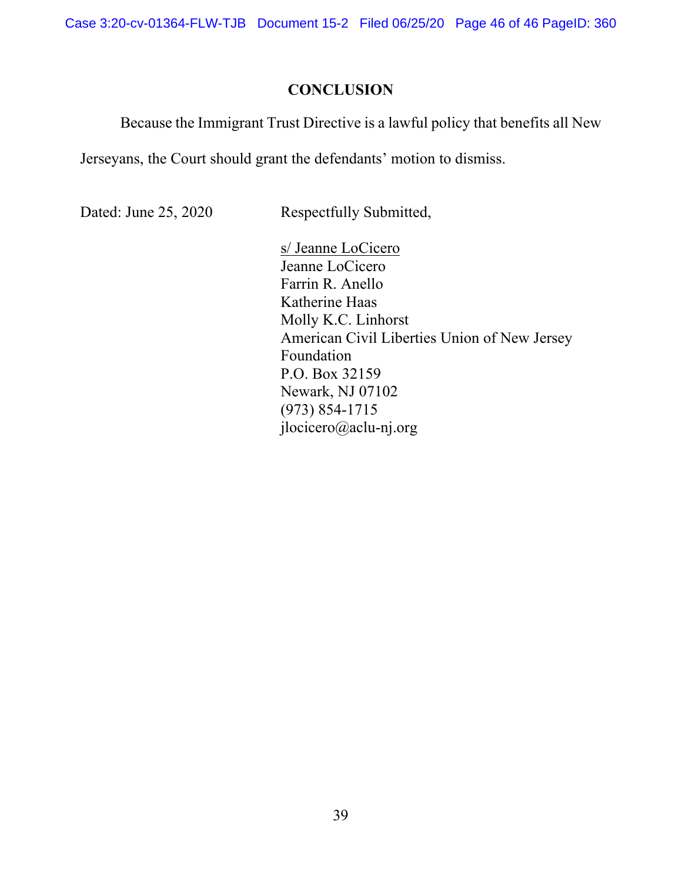## CONCLUSION

Because the Immigrant Trust Directive is a lawful policy that benefits all New Jerseyans, the Court should grant the defendants' motion to dismiss.

Dated: June 25, 2020

Respectfully Submitted,

s/ Jeanne LoCicero
Jeanne LoCicero
Farrin R. Anello
Katherine Haas
Molly K.C. Linhorst
American Civil Liberties Union of New Jersey Foundation
P.O. Box 32159
Newark, NJ 07102
(973) 854-1715
jlocicero@aclu-nj.org